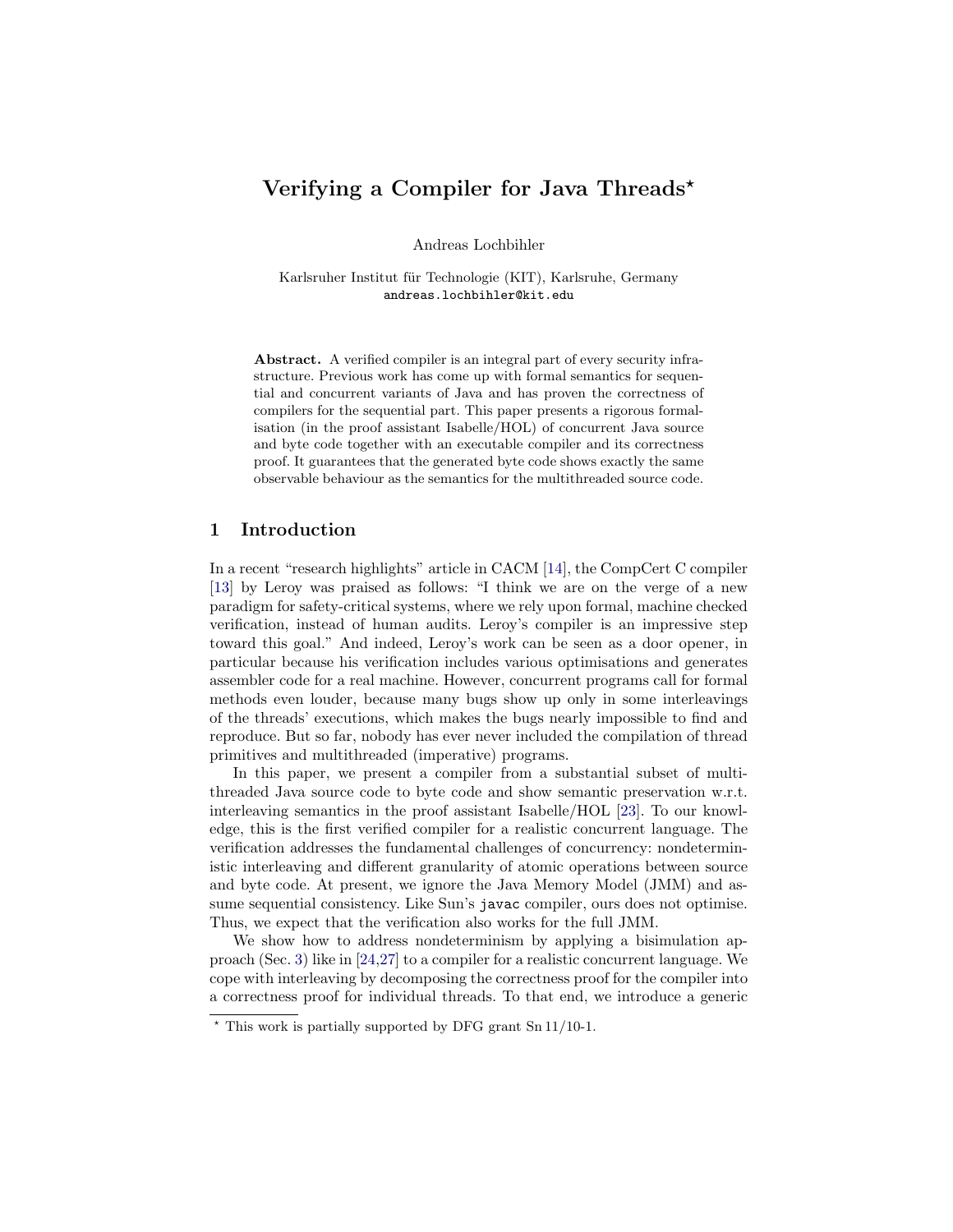# Verifying a Compiler for Java Threads*

Andreas Lochbihler

Karlsruher Institut für Technologie (KIT), Karlsruhe, Germany
andreas.lochbihler@kit.edu

**Abstract.** A verified compiler is an integral part of every security infrastructure. Previous work has come up with formal semantics for sequential and concurrent variants of Java and has proven the correctness of compilers for the sequential part. This paper presents a rigorous formalisation (in the proof assistant Isabelle/HOL) of concurrent Java source and byte code together with an executable compiler and its correctness proof. It guarantees that the generated byte code shows exactly the same observable behaviour as the semantics for the multithreaded source code.

## 1 Introduction

In a recent "research highlights" article in CACM [14], the CompCert C compiler [13] by Leroy was praised as follows: "I think we are on the verge of a new paradigm for safety-critical systems, where we rely upon formal, machine checked verification, instead of human audits. Leroy's compiler is an impressive step toward this goal." And indeed, Leroy's work can be seen as a door opener, in particular because his verification includes various optimisations and generates assembler code for a real machine. However, concurrent programs call for formal methods even louder, because many bugs show up only in some interleavings of the threads' executions, which makes the bugs nearly impossible to find and reproduce. But so far, nobody has ever never included the compilation of thread primitives and multithreaded (imperative) programs.

In this paper, we present a compiler from a substantial subset of multithreaded Java source code to byte code and show semantic preservation w.r.t. interleaving semantics in the proof assistant Isabelle/HOL [23]. To our knowledge, this is the first verified compiler for a realistic concurrent language. The verification addresses the fundamental challenges of concurrency: nondeterministic interleaving and different granularity of atomic operations between source and byte code. At present, we ignore the Java Memory Model (JMM) and assume sequential consistency. Like Sun's `javac` compiler, ours does not optimise. Thus, we expect that the verification also works for the full JMM.

We show how to address nondeterminism by applying a bisimulation approach (Sec. 3) like in [24,27] to a compiler for a realistic concurrent language. We cope with interleaving by decomposing the correctness proof for the compiler into a correctness proof for individual threads. To that end, we introduce a generic

* This work is partially supported by DFG grant Sn 11/10-1.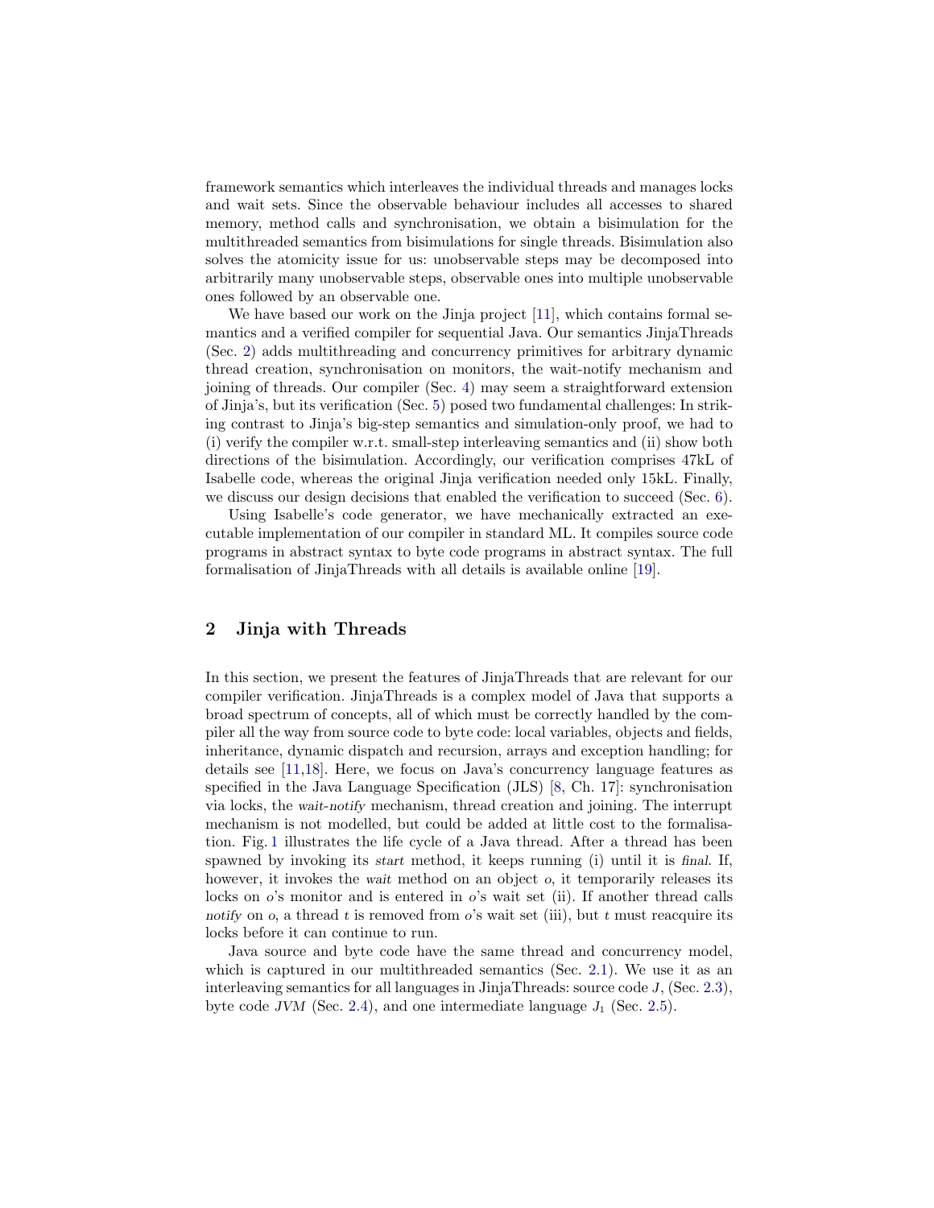framework semantics which interleaves the individual threads and manages locks and wait sets. Since the observable behaviour includes all accesses to shared memory, method calls and synchronisation, we obtain a bisimulation for the multithreaded semantics from bisimulations for single threads. Bisimulation also solves the atomicity issue for us: unobservable steps may be decomposed into arbitrarily many unobservable steps, observable ones into multiple unobservable ones followed by an observable one.

We have based our work on the Jinja project [11], which contains formal semantics and a verified compiler for sequential Java. Our semantics JinjaThreads (Sec. 2) adds multithreading and concurrency primitives for arbitrary dynamic thread creation, synchronisation on monitors, the wait-notify mechanism and joining of threads. Our compiler (Sec. 4) may seem a straightforward extension of Jinja's, but its verification (Sec. 5) posed two fundamental challenges: In striking contrast to Jinja's big-step semantics and simulation-only proof, we had to (i) verify the compiler w.r.t. small-step interleaving semantics and (ii) show both directions of the bisimulation. Accordingly, our verification comprises 47kL of Isabelle code, whereas the original Jinja verification needed only 15kL. Finally, we discuss our design decisions that enabled the verification to succeed (Sec. 6).

Using Isabelle's code generator, we have mechanically extracted an executable implementation of our compiler in standard ML. It compiles source code programs in abstract syntax to byte code programs in abstract syntax. The full formalisation of JinjaThreads with all details is available online [19].

## 2 Jinja with Threads

In this section, we present the features of JinjaThreads that are relevant for our compiler verification. JinjaThreads is a complex model of Java that supports a broad spectrum of concepts, all of which must be correctly handled by the compiler all the way from source code to byte code: local variables, objects and fields, inheritance, dynamic dispatch and recursion, arrays and exception handling; for details see [11,18]. Here, we focus on Java's concurrency language features as specified in the Java Language Specification (JLS) [8, Ch. 17]: synchronisation via locks, the *wait-notify* mechanism, thread creation and joining. The interrupt mechanism is not modelled, but could be added at little cost to the formalisation. Fig. 1 illustrates the life cycle of a Java thread. After a thread has been spawned by invoking its *start* method, it keeps running (i) until it is *final*. If, however, it invokes the *wait* method on an object $o$, it temporarily releases its locks on $o$'s monitor and is entered in $o$'s wait set (ii). If another thread calls *notify* on $o$, a thread $t$ is removed from $o$'s wait set (iii), but $t$ must reacquire its locks before it can continue to run.

Java source and byte code have the same thread and concurrency model, which is captured in our multithreaded semantics (Sec. 2.1). We use it as an interleaving semantics for all languages in JinjaThreads: source code $J$, (Sec. 2.3), byte code $JVM$ (Sec. 2.4), and one intermediate language $J_1$ (Sec. 2.5).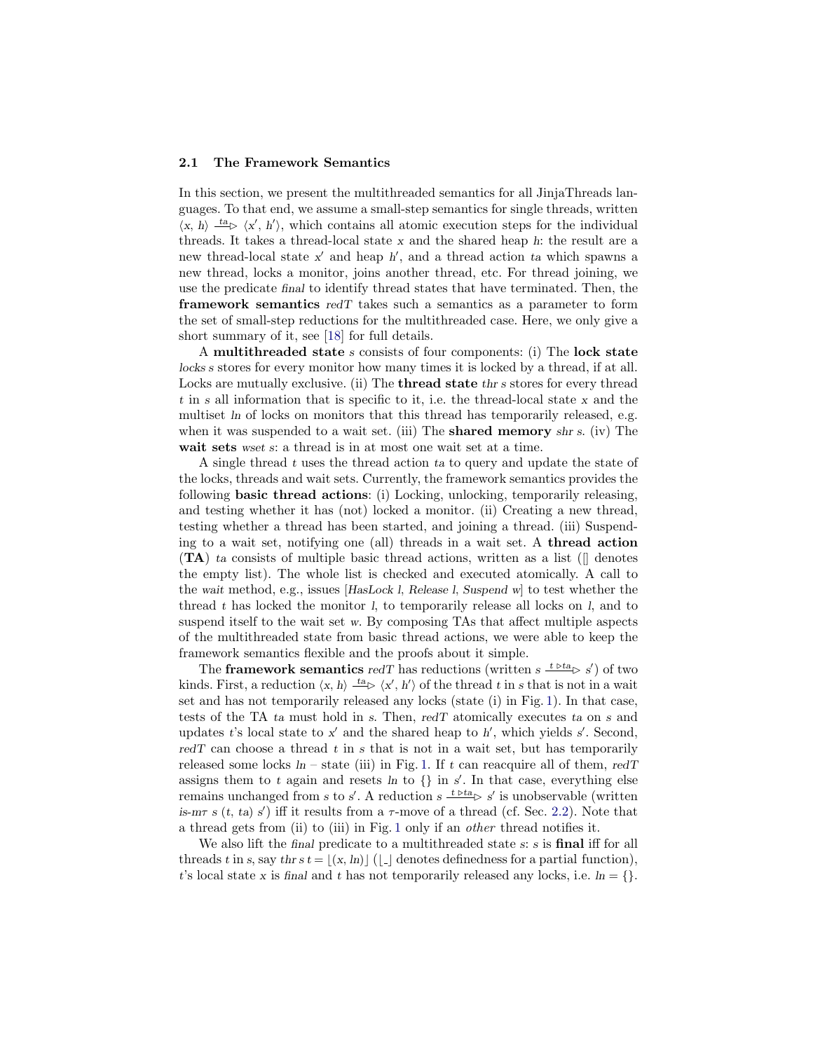### 2.1 The Framework Semantics

In this section, we present the multithreaded semantics for all JinjaThreads languages. To that end, we assume a small-step semantics for single threads, written $\langle x, h\rangle \xrightarrow{ta} \langle x', h'\rangle$, which contains all atomic execution steps for the individual threads. It takes a thread-local state $x$ and the shared heap $h$: the result are a new thread-local state $x'$ and heap $h'$, and a thread action $ta$ which spawns a new thread, locks a monitor, joins another thread, etc. For thread joining, we use the predicate *final* to identify thread states that have terminated. Then, the **framework semantics** *redT* takes such a semantics as a parameter to form the set of small-step reductions for the multithreaded case. Here, we only give a short summary of it, see [18] for full details.

A **multithreaded state** $s$ consists of four components: (i) The **lock state** *locks* $s$ stores for every monitor how many times it is locked by a thread, if at all. Locks are mutually exclusive. (ii) The **thread state** *thr* $s$ stores for every thread $t$ in $s$ all information that is specific to it, i.e. the thread-local state $x$ and the multiset $ln$ of locks on monitors that this thread has temporarily released, e.g. when it was suspended to a wait set. (iii) The **shared memory** *shr* $s$. (iv) The **wait sets** *wset* $s$: a thread is in at most one wait set at a time.

A single thread $t$ uses the thread action $ta$ to query and update the state of the locks, threads and wait sets. Currently, the framework semantics provides the following **basic thread actions**: (i) Locking, unlocking, temporarily releasing, and testing whether it has (not) locked a monitor. (ii) Creating a new thread, testing whether a thread has been started, and joining a thread. (iii) Suspending to a wait set, notifying one (all) threads in a wait set. A **thread action (TA)** $ta$ consists of multiple basic thread actions, written as a list ([] denotes the empty list). The whole list is checked and executed atomically. A call to the *wait* method, e.g., issues [*HasLock* $l$, *Release* $l$, *Suspend* $w$] to test whether the thread $t$ has locked the monitor $l$, to temporarily release all locks on $l$, and to suspend itself to the wait set $w$. By composing TAs that affect multiple aspects of the multithreaded state from basic thread actions, we were able to keep the framework semantics flexible and the proofs about it simple.

The **framework semantics** *redT* has reductions (written $s \xrightarrow{t \triangleright ta} s'$) of two kinds. First, a reduction $\langle x, h\rangle \xrightarrow{ta} \langle x', h'\rangle$ of the thread $t$ in $s$ that is not in a wait set and has not temporarily released any locks (state (i) in Fig. 1). In that case, tests of the TA $ta$ must hold in $s$. Then, *redT* atomically executes $ta$ on $s$ and updates $t$'s local state to $x'$ and the shared heap to $h'$, which yields $s'$. Second, *redT* can choose a thread $t$ in $s$ that is not in a wait set, but has temporarily released some locks $ln$ – state (iii) in Fig. 1. If $t$ can reacquire all of them, *redT* assigns them to $t$ again and resets $ln$ to {} in $s'$. In that case, everything else remains unchanged from $s$ to $s'$. A reduction $s \xrightarrow{t \triangleright ta} s'$ is unobservable (written *is-m*$\tau$ $s$ $(t, ta)$ $s'$) iff it results from a $\tau$-move of a thread (cf. Sec. 2.2). Note that a thread gets from (ii) to (iii) in Fig. 1 only if an *other* thread notifies it.

We also lift the *final* predicate to a multithreaded state $s$: $s$ is **final** iff for all threads $t$ in $s$, say *thr* $s$ $t = \lfloor(x, ln)\rfloor$ ($\lfloor\_\rfloor$ denotes definedness for a partial function), $t$'s local state $x$ is *final* and $t$ has not temporarily released any locks, i.e. $ln$ = {}.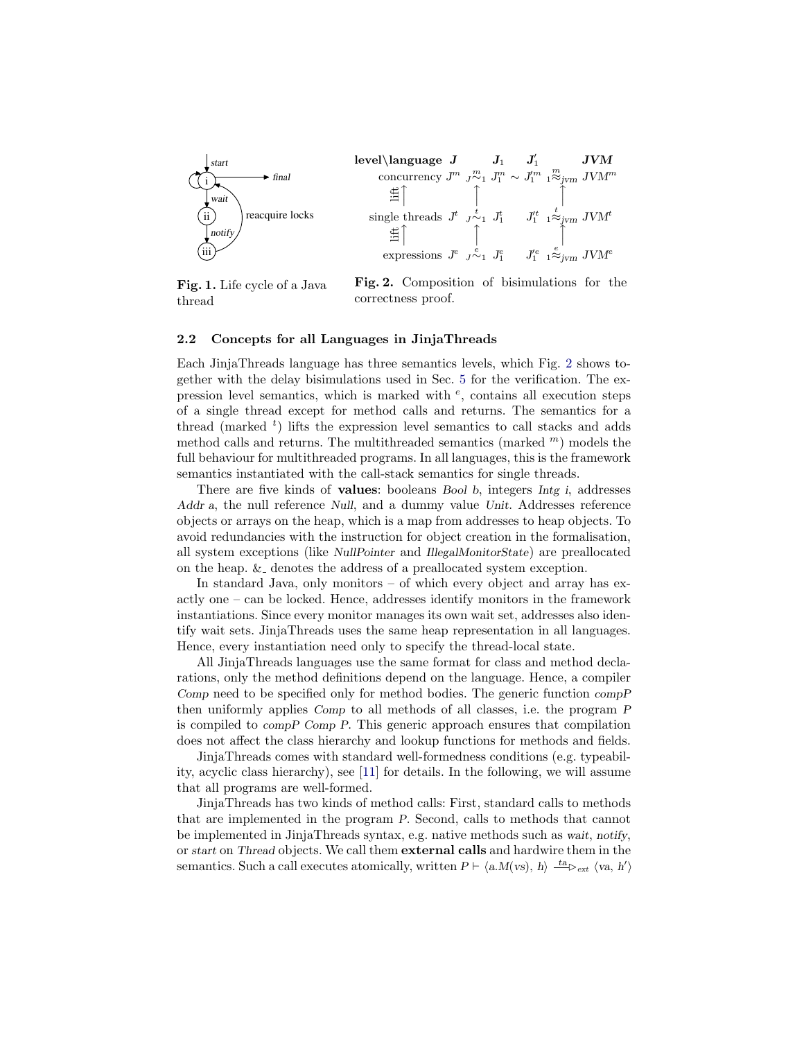start

i

final

wait

ii

reacquire locks

notify

iii

**Fig. 1.** Life cycle of a Java thread

| level\language | $J$ | | $J_1$ | | $J_1'$ | | $JVM$ |
|---|---|---|---|---|---|---|---|
| concurrency | $J^m$ | ${}_J\overset{m}{\sim}_1$ | $J_1^m$ | $\sim$ | $J_1'^m$ | ${}_1\overset{m}{\approx}_{jvm}$ | $JVM^m$ |
| single threads | $J^t$ | ${}_J\overset{t}{\sim}_1$ | $J_1^t$ | | $J_1'^t$ | ${}_1\overset{t}{\approx}_{jvm}$ | $JVM^t$ |
| expressions | $J^e$ | ${}_J\overset{e}{\sim}_1$ | $J_1^e$ | | $J_1'^e$ | ${}_1\overset{e}{\approx}_{jvm}$ | $JVM^e$ |

lift

lift

**Fig. 2.** Composition of bisimulations for the correctness proof.

### 2.2 Concepts for all Languages in JinjaThreads

Each JinjaThreads language has three semantics levels, which Fig. 2 shows together with the delay bisimulations used in Sec. 5 for the verification. The expression level semantics, which is marked with $^e$, contains all execution steps of a single thread except for method calls and returns. The semantics for a thread (marked $^t$) lifts the expression level semantics to call stacks and adds method calls and returns. The multithreaded semantics (marked $^m$) models the full behaviour for multithreaded programs. In all languages, this is the framework semantics instantiated with the call-stack semantics for single threads.

There are five kinds of **values**: booleans *Bool b*, integers *Intg i*, addresses *Addr a*, the null reference *Null*, and a dummy value *Unit*. Addresses reference objects or arrays on the heap, which is a map from addresses to heap objects. To avoid redundancies with the instruction for object creation in the formalisation, all system exceptions (like *NullPointer* and *IllegalMonitorState*) are preallocated on the heap. $\&\_$ denotes the address of a preallocated system exception.

In standard Java, only monitors – of which every object and array has exactly one – can be locked. Hence, addresses identify monitors in the framework instantiations. Since every monitor manages its own wait set, addresses also identify wait sets. JinjaThreads uses the same heap representation in all languages. Hence, every instantiation need only to specify the thread-local state.

All JinjaThreads languages use the same format for class and method declarations, only the method definitions depend on the language. Hence, a compiler *Comp* need to be specified only for method bodies. The generic function *compP* then uniformly applies *Comp* to all methods of all classes, i.e. the program *P* is compiled to *compP Comp P*. This generic approach ensures that compilation does not affect the class hierarchy and lookup functions for methods and fields.

JinjaThreads comes with standard well-formedness conditions (e.g. typeability, acyclic class hierarchy), see [11] for details. In the following, we will assume that all programs are well-formed.

JinjaThreads has two kinds of method calls: First, standard calls to methods that are implemented in the program *P*. Second, calls to methods that cannot be implemented in JinjaThreads syntax, e.g. native methods such as *wait*, *notify*, or *start* on *Thread* objects. We call them **external calls** and hardwire them in the semantics. Such a call executes atomically, written $P \vdash \langle a.M(vs),\, h\rangle \xrightarrow{ta}\!\!\triangleright_{ext} \langle va,\, h'\rangle$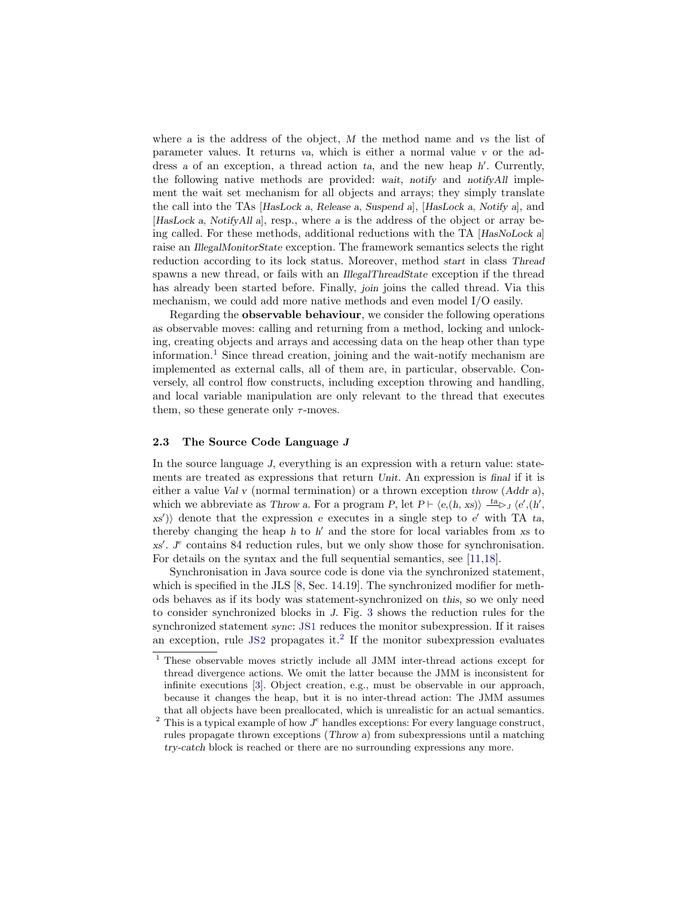where $a$ is the address of the object, $M$ the method name and $vs$ the list of parameter values. It returns $va$, which is either a normal value $v$ or the address $a$ of an exception, a thread action $ta$, and the new heap $h'$. Currently, the following native methods are provided: *wait*, *notify* and *notifyAll* implement the wait set mechanism for all objects and arrays; they simply translate the call into the TAs [*HasLock* $a$, *Release* $a$, *Suspend* $a$], [*HasLock* $a$, *Notify* $a$], and [*HasLock* $a$, *NotifyAll* $a$], resp., where $a$ is the address of the object or array being called. For these methods, additional reductions with the TA [*HasNoLock* $a$] raise an *IllegalMonitorState* exception. The framework semantics selects the right reduction according to its lock status. Moreover, method *start* in class *Thread* spawns a new thread, or fails with an *IllegalThreadState* exception if the thread has already been started before. Finally, *join* joins the called thread. Via this mechanism, we could add more native methods and even model I/O easily.

Regarding the **observable behaviour**, we consider the following operations as observable moves: calling and returning from a method, locking and unlocking, creating objects and arrays and accessing data on the heap other than type information.[1] Since thread creation, joining and the wait-notify mechanism are implemented as external calls, all of them are, in particular, observable. Conversely, all control flow constructs, including exception throwing and handling, and local variable manipulation are only relevant to the thread that executes them, so these generate only $\tau$-moves.

### 2.3 The Source Code Language *J*

In the source language *J*, everything is an expression with a return value: statements are treated as expressions that return *Unit*. An expression is *final* if it is either a value *Val* $v$ (normal termination) or a thrown exception *throw* (*Addr* $a$), which we abbreviate as *Throw* $a$. For a program $P$, let $P \vdash \langle e,(h,\ xs)\rangle \xrightarrow{ta}\!\!\triangleright_J \langle e',(h',\ xs')\rangle$ denote that the expression $e$ executes in a single step to $e'$ with TA $ta$, thereby changing the heap $h$ to $h'$ and the store for local variables from $xs$ to $xs'$. $J^{c}$ contains 84 reduction rules, but we only show those for synchronisation. For details on the syntax and the full sequential semantics, see [11,18].

Synchronisation in Java source code is done via the synchronized statement, which is specified in the JLS [8, Sec. 14.19]. The synchronized modifier for methods behaves as if its body was statement-synchronized on *this*, so we only need to consider synchronized blocks in *J*. Fig. 3 shows the reduction rules for the synchronized statement *sync*: JS1 reduces the monitor subexpression. If it raises an exception, rule JS2 propagates it.[2] If the monitor subexpression evaluates

[1] These observable moves strictly include all JMM inter-thread actions except for thread divergence actions. We omit the latter because the JMM is inconsistent for infinite executions [3]. Object creation, e.g., must be observable in our approach, because it changes the heap, but it is no inter-thread action: The JMM assumes that all objects have been preallocated, which is unrealistic for an actual semantics.

[2] This is a typical example of how $J^{c}$ handles exceptions: For every language construct, rules propagate thrown exceptions (*Throw* $a$) from subexpressions until a matching *try-catch* block is reached or there are no surrounding expressions any more.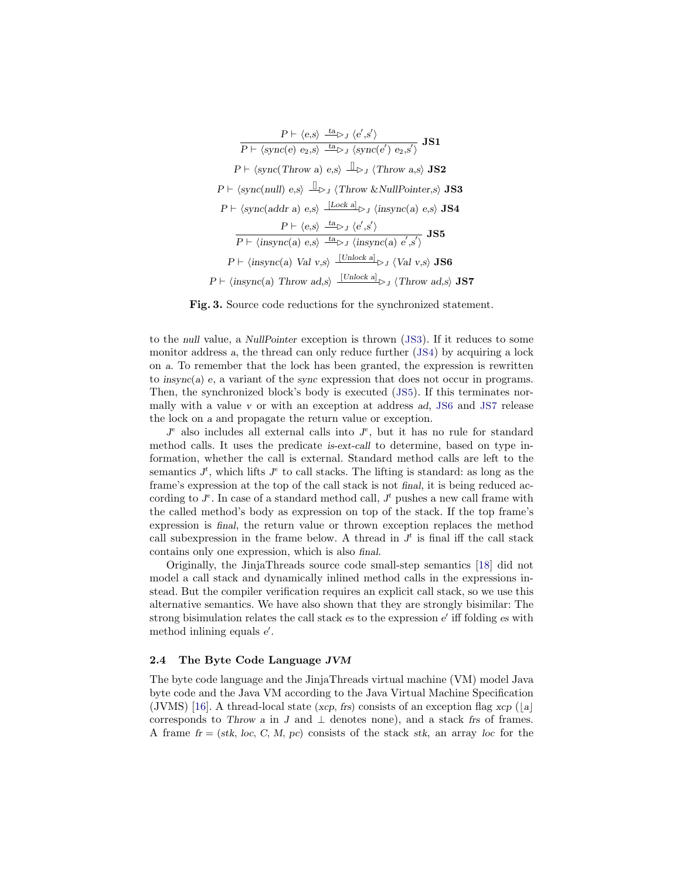$$\frac{P \vdash \langle e,s \rangle \xrightarrow{ta}\!\!\triangleright_J \langle e',s' \rangle}{P \vdash \langle sync(e)\ e_2,s \rangle \xrightarrow{ta}\!\!\triangleright_J \langle sync(e')\ e_2,s' \rangle}\ \textbf{JS1}$$

$$P \vdash \langle sync(Throw\ a)\ e,s \rangle \xrightarrow{[]}\!\!\triangleright_J \langle Throw\ a,s \rangle\ \textbf{JS2}$$

$$P \vdash \langle sync(null)\ e,s \rangle \xrightarrow{[]}\!\!\triangleright_J \langle Throw\ \&NullPointer,s \rangle\ \textbf{JS3}$$

$$P \vdash \langle sync(addr\ a)\ e,s \rangle \xrightarrow{[Lock\ a]}\!\!\triangleright_J \langle insync(a)\ e,s \rangle\ \textbf{JS4}$$

$$\frac{P \vdash \langle e,s \rangle \xrightarrow{ta}\!\!\triangleright_J \langle e',s' \rangle}{P \vdash \langle insync(a)\ e,s \rangle \xrightarrow{ta}\!\!\triangleright_J \langle insync(a)\ e',s' \rangle}\ \textbf{JS5}$$

$$P \vdash \langle insync(a)\ Val\ v,s \rangle \xrightarrow{[Unlock\ a]}\!\!\triangleright_J \langle Val\ v,s \rangle\ \textbf{JS6}$$

$$P \vdash \langle insync(a)\ Throw\ ad,s \rangle \xrightarrow{[Unlock\ a]}\!\!\triangleright_J \langle Throw\ ad,s \rangle\ \textbf{JS7}$$

**Fig. 3.** Source code reductions for the synchronized statement.

to the *null* value, a *NullPointer* exception is thrown (JS3). If it reduces to some monitor address $a$, the thread can only reduce further (JS4) by acquiring a lock on $a$. To remember that the lock has been granted, the expression is rewritten to *insync*$(a)$ $e$, a variant of the *sync* expression that does not occur in programs. Then, the synchronized block's body is executed (JS5). If this terminates normally with a value $v$ or with an exception at address $ad$, JS6 and JS7 release the lock on $a$ and propagate the return value or exception.

$J^e$ also includes all external calls into $J^e$, but it has no rule for standard method calls. It uses the predicate *is-ext-call* to determine, based on type information, whether the call is external. Standard method calls are left to the semantics $J^t$, which lifts $J^e$ to call stacks. The lifting is standard: as long as the frame's expression at the top of the call stack is not *final*, it is being reduced according to $J^e$. In case of a standard method call, $J^t$ pushes a new call frame with the called method's body as expression on top of the stack. If the top frame's expression is *final*, the return value or thrown exception replaces the method call subexpression in the frame below. A thread in $J^t$ is final iff the call stack contains only one expression, which is also *final*.

Originally, the JinjaThreads source code small-step semantics [18] did not model a call stack and dynamically inlined method calls in the expressions instead. But the compiler verification requires an explicit call stack, so we use this alternative semantics. We have also shown that they are strongly bisimilar: The strong bisimulation relates the call stack $es$ to the expression $e'$ iff folding $es$ with method inlining equals $e'$.

### 2.4 The Byte Code Language *JVM*

The byte code language and the JinjaThreads virtual machine (VM) model Java byte code and the Java VM according to the Java Virtual Machine Specification (JVMS) [16]. A thread-local state ($xcp$, $frs$) consists of an exception flag $xcp$ ($\lfloor a \rfloor$ corresponds to *Throw a* in $J$ and $\perp$ denotes none), and a stack $frs$ of frames. A frame $fr = (stk, loc, C, M, pc)$ consists of the stack $stk$, an array $loc$ for the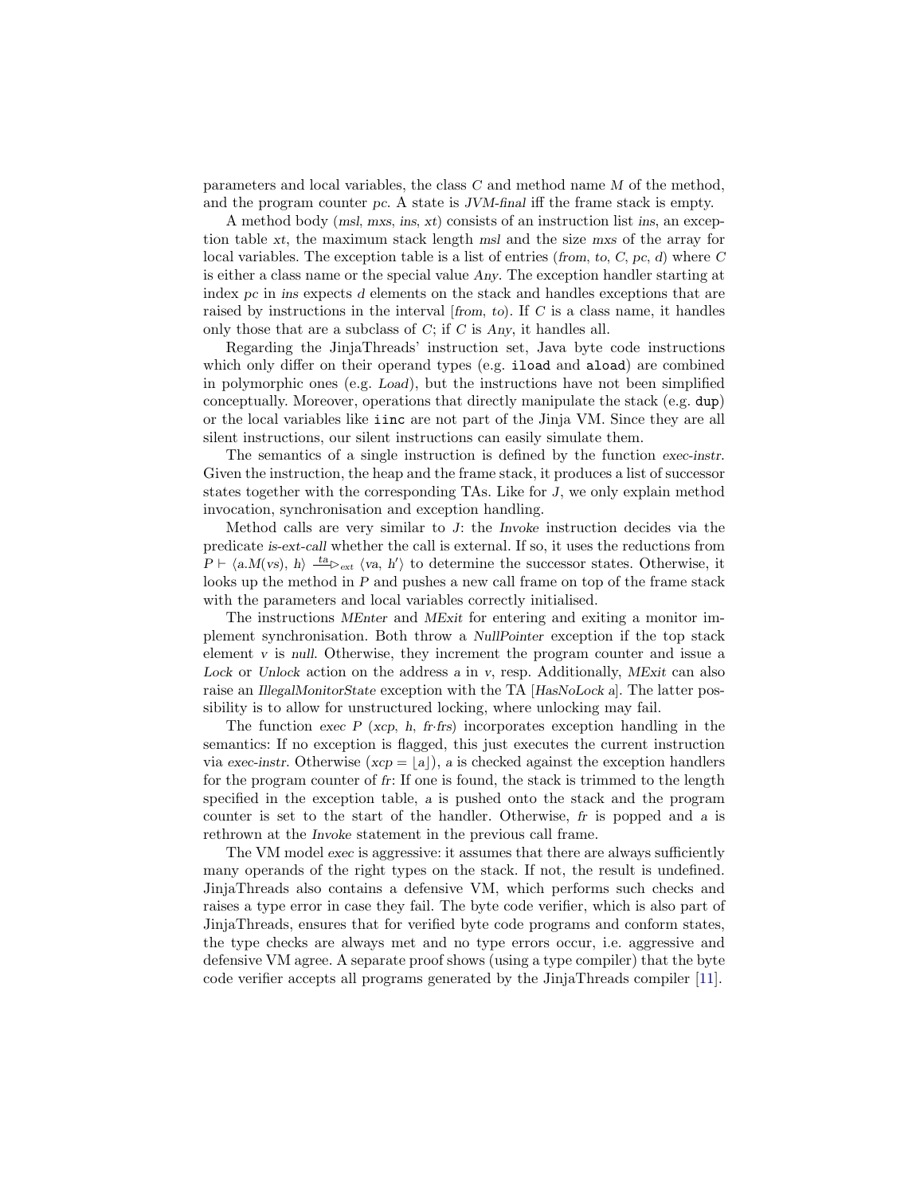parameters and local variables, the class $C$ and method name $M$ of the method, and the program counter $pc$. A state is *JVM-final* iff the frame stack is empty.

A method body $(msl, mxs, ins, xt)$ consists of an instruction list $ins$, an exception table $xt$, the maximum stack length $msl$ and the size $mxs$ of the array for local variables. The exception table is a list of entries $(from, to, C, pc, d)$ where $C$ is either a class name or the special value *Any*. The exception handler starting at index $pc$ in $ins$ expects $d$ elements on the stack and handles exceptions that are raised by instructions in the interval $[from, to)$. If $C$ is a class name, it handles only those that are a subclass of $C$; if $C$ is *Any*, it handles all.

Regarding the JinjaThreads' instruction set, Java byte code instructions which only differ on their operand types (e.g. `iload` and `aload`) are combined in polymorphic ones (e.g. *Load*), but the instructions have not been simplified conceptually. Moreover, operations that directly manipulate the stack (e.g. `dup`) or the local variables like `iinc` are not part of the Jinja VM. Since they are all silent instructions, our silent instructions can easily simulate them.

The semantics of a single instruction is defined by the function *exec-instr*. Given the instruction, the heap and the frame stack, it produces a list of successor states together with the corresponding TAs. Like for $J$, we only explain method invocation, synchronisation and exception handling.

Method calls are very similar to $J$: the *Invoke* instruction decides via the predicate *is-ext-call* whether the call is external. If so, it uses the reductions from $P \vdash \langle a.M(vs),\, h\rangle \xrightarrow{ta}\!\triangleright_{ext} \langle va,\, h'\rangle$ to determine the successor states. Otherwise, it looks up the method in $P$ and pushes a new call frame on top of the frame stack with the parameters and local variables correctly initialised.

The instructions *MEnter* and *MExit* for entering and exiting a monitor implement synchronisation. Both throw a *NullPointer* exception if the top stack element $v$ is *null*. Otherwise, they increment the program counter and issue a *Lock* or *Unlock* action on the address $a$ in $v$, resp. Additionally, *MExit* can also raise an *IllegalMonitorState* exception with the TA [*HasNoLock* $a$]. The latter possibility is to allow for unstructured locking, where unlocking may fail.

The function *exec* $P$ $(xcp,\, h,\, fr{\cdot}frs)$ incorporates exception handling in the semantics: If no exception is flagged, this just executes the current instruction via *exec-instr*. Otherwise ($xcp = \lfloor a \rfloor$), $a$ is checked against the exception handlers for the program counter of $fr$: If one is found, the stack is trimmed to the length specified in the exception table, $a$ is pushed onto the stack and the program counter is set to the start of the handler. Otherwise, $fr$ is popped and $a$ is rethrown at the *Invoke* statement in the previous call frame.

The VM model *exec* is aggressive: it assumes that there are always sufficiently many operands of the right types on the stack. If not, the result is undefined. JinjaThreads also contains a defensive VM, which performs such checks and raises a type error in case they fail. The byte code verifier, which is also part of JinjaThreads, ensures that for verified byte code programs and conform states, the type checks are always met and no type errors occur, i.e. aggressive and defensive VM agree. A separate proof shows (using a type compiler) that the byte code verifier accepts all programs generated by the JinjaThreads compiler [11].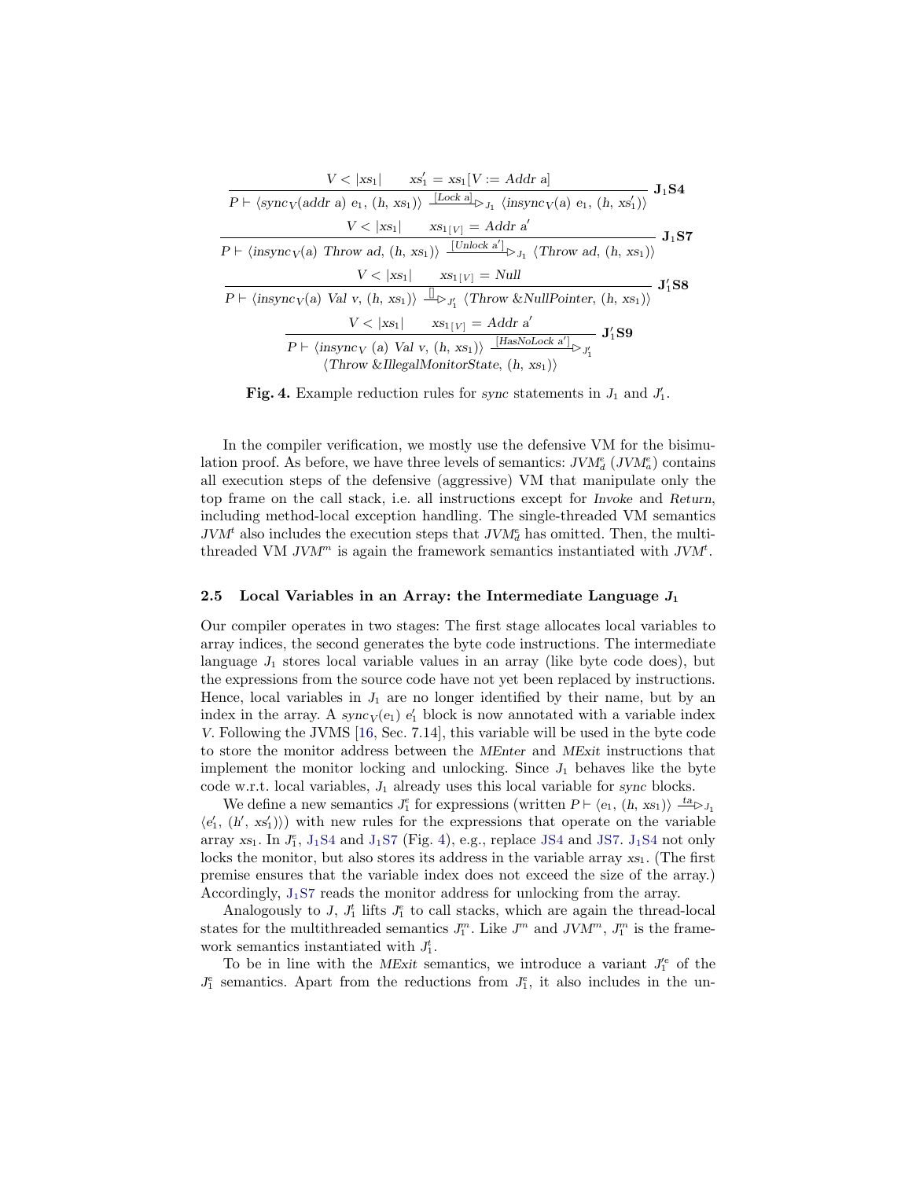$$\frac{V < |xs_1| \qquad xs_1' = xs_1[V := \mathit{Addr}\ a]}{P \vdash \langle \mathit{sync}_V(\mathit{addr}\ a)\ e_1,\ (h,\ xs_1)\rangle \xrightarrow{[\mathit{Lock}\ a]}\!\!\triangleright_{J_1} \langle \mathit{insync}_V(a)\ e_1,\ (h,\ xs_1')\rangle}\ \mathbf{J_1S4}$$

$$\frac{V < |xs_1| \qquad xs_{1[V]} = \mathit{Addr}\ a'}{P \vdash \langle \mathit{insync}_V(a)\ \mathit{Throw}\ ad,\ (h,\ xs_1)\rangle \xrightarrow{[\mathit{Unlock}\ a']}\!\!\triangleright_{J_1} \langle \mathit{Throw}\ ad,\ (h,\ xs_1)\rangle}\ \mathbf{J_1S7}$$

$$\frac{V < |xs_1| \qquad xs_{1[V]} = \mathit{Null}}{P \vdash \langle \mathit{insync}_V(a)\ \mathit{Val}\ v,\ (h,\ xs_1)\rangle \xrightarrow{[]}\!\!\triangleright_{J_1'} \langle \mathit{Throw}\ \&\mathit{NullPointer},\ (h,\ xs_1)\rangle}\ \mathbf{J_1'S8}$$

$$\frac{V < |xs_1| \qquad xs_{1[V]} = \mathit{Addr}\ a'}{\begin{array}{l}P \vdash \langle \mathit{insync}_V\ (a)\ \mathit{Val}\ v,\ (h,\ xs_1)\rangle \xrightarrow{[\mathit{HasNoLock}\ a']}\!\!\triangleright_{J_1'} \\ \langle \mathit{Throw}\ \&\mathit{IllegalMonitorState},\ (h,\ xs_1)\rangle\end{array}}\ \mathbf{J_1'S9}$$

**Fig. 4.** Example reduction rules for *sync* statements in $J_1$ and $J_1'$.

In the compiler verification, we mostly use the defensive VM for the bisimulation proof. As before, we have three levels of semantics: $JVM_d^e$ ($JVM_a^e$) contains all execution steps of the defensive (aggressive) VM that manipulate only the top frame on the call stack, i.e. all instructions except for *Invoke* and *Return*, including method-local exception handling. The single-threaded VM semantics $JVM^t$ also includes the execution steps that $JVM_d^e$ has omitted. Then, the multithreaded VM $JVM^m$ is again the framework semantics instantiated with $JVM^t$.

### 2.5 Local Variables in an Array: the Intermediate Language $J_1$

Our compiler operates in two stages: The first stage allocates local variables to array indices, the second generates the byte code instructions. The intermediate language $J_1$ stores local variable values in an array (like byte code does), but the expressions from the source code have not yet been replaced by instructions. Hence, local variables in $J_1$ are no longer identified by their name, but by an index in the array. A $\mathit{sync}_V(e_1)\ e_1'$ block is now annotated with a variable index $V$. Following the JVMS [16, Sec. 7.14], this variable will be used in the byte code to store the monitor address between the *MEnter* and *MExit* instructions that implement the monitor locking and unlocking. Since $J_1$ behaves like the byte code w.r.t. local variables, $J_1$ already uses this local variable for *sync* blocks.

We define a new semantics $J_1^e$ for expressions (written $P \vdash \langle e_1,\ (h,\ xs_1)\rangle \xrightarrow{ta}\!\!\triangleright_{J_1} \langle e_1',\ (h',\ xs_1')\rangle$) with new rules for the expressions that operate on the variable array $xs_1$. In $J_1^e$, $J_1S4$ and $J_1S7$ (Fig. 4), e.g., replace JS4 and JS7. $J_1S4$ not only locks the monitor, but also stores its address in the variable array $xs_1$. (The first premise ensures that the variable index does not exceed the size of the array.) Accordingly, $J_1S7$ reads the monitor address for unlocking from the array.

Analogously to $J$, $J_1^t$ lifts $J_1^e$ to call stacks, which are again the thread-local states for the multithreaded semantics $J_1^m$. Like $J^m$ and $JVM^m$, $J_1^m$ is the framework semantics instantiated with $J_1^t$.

To be in line with the *MExit* semantics, we introduce a variant $J_1'^e$ of the $J_1^e$ semantics. Apart from the reductions from $J_1^e$, it also includes in the un-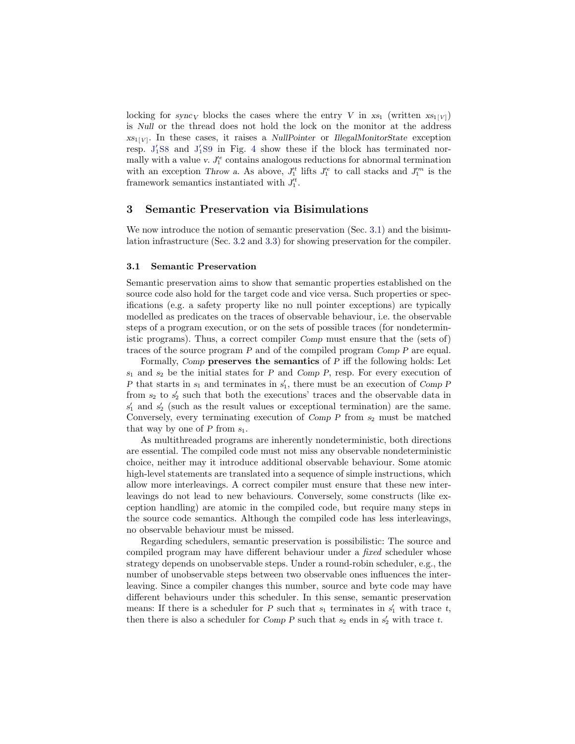locking for $sync_V$ blocks the cases where the entry $V$ in $xs_1$ (written $xs_{1[V]}$) is *Null* or the thread does not hold the lock on the monitor at the address $xs_{1[V]}$. In these cases, it raises a *NullPointer* or *IllegalMonitorState* exception resp. $J_1'$S8 and $J_1'$S9 in Fig. 4 show these if the block has terminated normally with a value $v$. $J_1'^e$ contains analogous reductions for abnormal termination with an exception *Throw a*. As above, $J_1'^t$ lifts $J_1'^e$ to call stacks and $J_1'^m$ is the framework semantics instantiated with $J_1'^t$.

## 3 Semantic Preservation via Bisimulations

We now introduce the notion of semantic preservation (Sec. 3.1) and the bisimulation infrastructure (Sec. 3.2 and 3.3) for showing preservation for the compiler.

### 3.1 Semantic Preservation

Semantic preservation aims to show that semantic properties established on the source code also hold for the target code and vice versa. Such properties or specifications (e.g. a safety property like no null pointer exceptions) are typically modelled as predicates on the traces of observable behaviour, i.e. the observable steps of a program execution, or on the sets of possible traces (for nondeterministic programs). Thus, a correct compiler *Comp* must ensure that the (sets of) traces of the source program $P$ and of the compiled program *Comp* $P$ are equal.

Formally, *Comp* **preserves the semantics** of $P$ iff the following holds: Let $s_1$ and $s_2$ be the initial states for $P$ and *Comp* $P$, resp. For every execution of $P$ that starts in $s_1$ and terminates in $s_1'$, there must be an execution of *Comp* $P$ from $s_2$ to $s_2'$ such that both the executions' traces and the observable data in $s_1'$ and $s_2'$ (such as the result values or exceptional termination) are the same. Conversely, every terminating execution of *Comp* $P$ from $s_2$ must be matched that way by one of $P$ from $s_1$.

As multithreaded programs are inherently nondeterministic, both directions are essential. The compiled code must not miss any observable nondeterministic choice, neither may it introduce additional observable behaviour. Some atomic high-level statements are translated into a sequence of simple instructions, which allow more interleavings. A correct compiler must ensure that these new interleavings do not lead to new behaviours. Conversely, some constructs (like exception handling) are atomic in the compiled code, but require many steps in the source code semantics. Although the compiled code has less interleavings, no observable behaviour must be missed.

Regarding schedulers, semantic preservation is possibilistic: The source and compiled program may have different behaviour under a *fixed* scheduler whose strategy depends on unobservable steps. Under a round-robin scheduler, e.g., the number of unobservable steps between two observable ones influences the interleaving. Since a compiler changes this number, source and byte code may have different behaviours under this scheduler. In this sense, semantic preservation means: If there is a scheduler for $P$ such that $s_1$ terminates in $s_1'$ with trace $t$, then there is also a scheduler for *Comp* $P$ such that $s_2$ ends in $s_2'$ with trace $t$.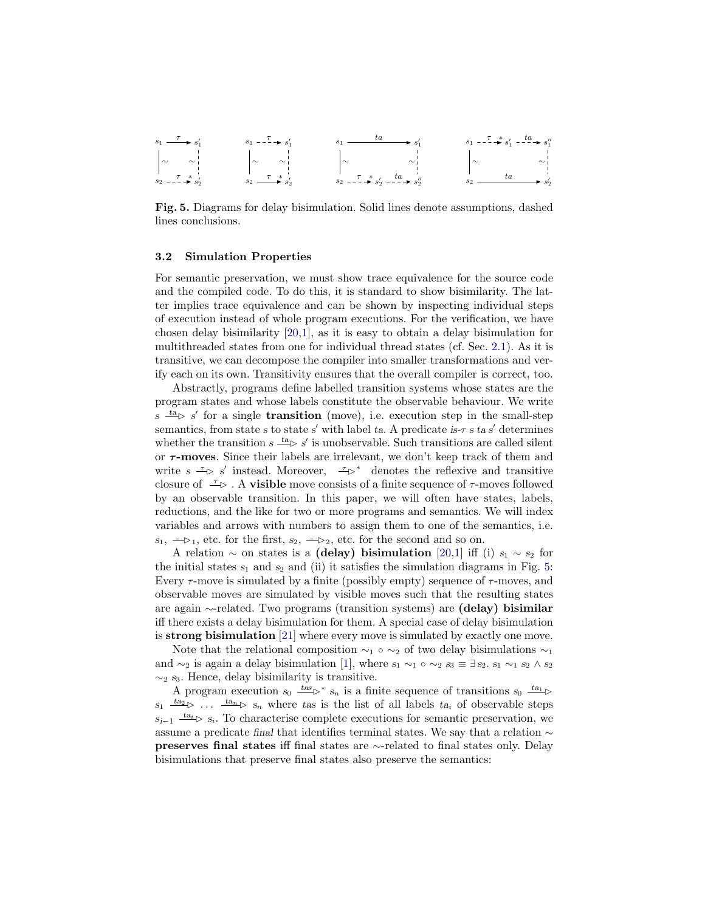Fig. 5. Diagrams for delay bisimulation. Solid lines denote assumptions, dashed lines conclusions.

### 3.2 Simulation Properties

For semantic preservation, we must show trace equivalence for the source code and the compiled code. To do this, it is standard to show bisimilarity. The latter implies trace equivalence and can be shown by inspecting individual steps of execution instead of whole program executions. For the verification, we have chosen delay bisimilarity [20,1], as it is easy to obtain a delay bisimulation for multithreaded states from one for individual thread states (cf. Sec. 2.1). As it is transitive, we can decompose the compiler into smaller transformations and verify each on its own. Transitivity ensures that the overall compiler is correct, too.

Abstractly, programs define labelled transition systems whose states are the program states and whose labels constitute the observable behaviour. We write $s \xrightarrow{ta} s'$ for a single **transition** (move), i.e. execution step in the small-step semantics, from state $s$ to state $s'$ with label $ta$. A predicate $\textit{is-}\tau\ s\ ta\ s'$ determines whether the transition $s \xrightarrow{ta} s'$ is unobservable. Such transitions are called silent or **$\tau$-moves**. Since their labels are irrelevant, we don't keep track of them and write $s \xrightarrow{\tau} s'$ instead. Moreover, $\xrightarrow{\tau}^*$ denotes the reflexive and transitive closure of $\xrightarrow{\tau}$. A **visible** move consists of a finite sequence of $\tau$-moves followed by an observable transition. In this paper, we will often have states, labels, reductions, and the like for two or more programs and semantics. We will index variables and arrows with numbers to assign them to one of the semantics, i.e. $s_1$, $\dashrightarrow_1$, etc. for the first, $s_2$, $\dashrightarrow_2$, etc. for the second and so on.

A relation $\sim$ on states is a **(delay) bisimulation** [20,1] iff (i) $s_1 \sim s_2$ for the initial states $s_1$ and $s_2$ and (ii) it satisfies the simulation diagrams in Fig. 5: Every $\tau$-move is simulated by a finite (possibly empty) sequence of $\tau$-moves, and observable moves are simulated by visible moves such that the resulting states are again $\sim$-related. Two programs (transition systems) are **(delay) bisimilar** iff there exists a delay bisimulation for them. A special case of delay bisimulation is **strong bisimulation** [21] where every move is simulated by exactly one move.

Note that the relational composition $\sim_1 \circ \sim_2$ of two delay bisimulations $\sim_1$ and $\sim_2$ is again a delay bisimulation [1], where $s_1 \sim_1 \circ \sim_2 s_3 \equiv \exists s_2.\ s_1 \sim_1 s_2 \wedge s_2 \sim_2 s_3$. Hence, delay bisimilarity is transitive.

A program execution $s_0 \xrightarrow{tas}^* s_n$ is a finite sequence of transitions $s_0 \xrightarrow{ta_1} s_1 \xrightarrow{ta_2} \ldots \xrightarrow{ta_n} s_n$ where $tas$ is the list of all labels $ta_i$ of observable steps $s_{i-1} \xrightarrow{ta_i} s_i$. To characterise complete executions for semantic preservation, we assume a predicate $\textit{final}$ that identifies terminal states. We say that a relation $\sim$ **preserves final states** iff final states are $\sim$-related to final states only. Delay bisimulations that preserve final states also preserve the semantics: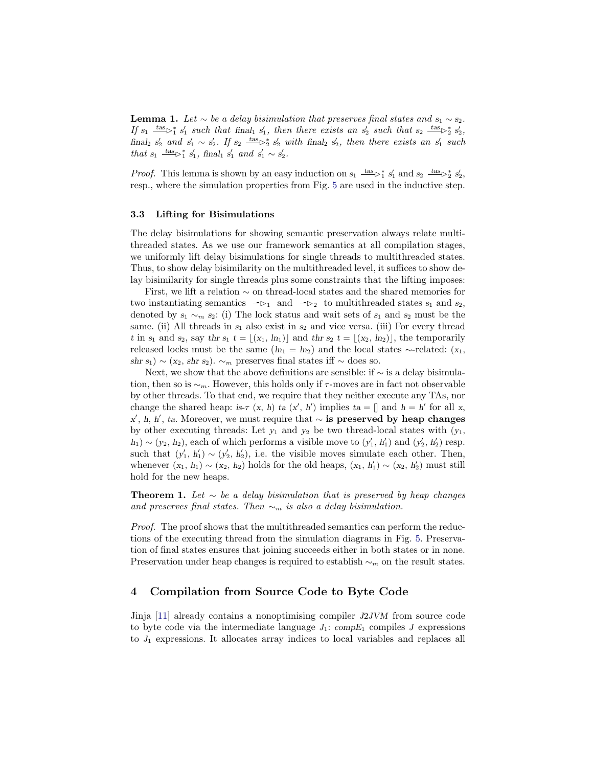**Lemma 1.** *Let $\sim$ be a delay bisimulation that preserves final states and $s_1 \sim s_2$. If $s_1 \xrightarrow{tas}\!\!\rhd_1^* s_1'$ such that $\mathit{final}_1\ s_1'$, then there exists an $s_2'$ such that $s_2 \xrightarrow{tas}\!\!\rhd_2^* s_2'$, $\mathit{final}_2\ s_2'$ and $s_1' \sim s_2'$. If $s_2 \xrightarrow{tas}\!\!\rhd_2^* s_2'$ with $\mathit{final}_2\ s_2'$, then there exists an $s_1'$ such that $s_1 \xrightarrow{tas}\!\!\rhd_1^* s_1'$, $\mathit{final}_1\ s_1'$ and $s_1' \sim s_2'$.*

*Proof.* This lemma is shown by an easy induction on $s_1 \xrightarrow{tas}\!\!\rhd_1^* s_1'$ and $s_2 \xrightarrow{tas}\!\!\rhd_2^* s_2'$, resp., where the simulation properties from Fig. 5 are used in the inductive step.

### 3.3 Lifting for Bisimulations

The delay bisimulations for showing semantic preservation always relate multithreaded states. As we use our framework semantics at all compilation stages, we uniformly lift delay bisimulations for single threads to multithreaded states. Thus, to show delay bisimilarity on the multithreaded level, it suffices to show delay bisimilarity for single threads plus some constraints that the lifting imposes:

First, we lift a relation $\sim$ on thread-local states and the shared memories for two instantiating semantics $-\!\rhd_1$ and $-\!\rhd_2$ to multithreaded states $s_1$ and $s_2$, denoted by $s_1 \sim_m s_2$: (i) The lock status and wait sets of $s_1$ and $s_2$ must be the same. (ii) All threads in $s_1$ also exist in $s_2$ and vice versa. (iii) For every thread $t$ in $s_1$ and $s_2$, say $\mathit{thr}\ s_1\ t = \lfloor(x_1, \mathit{ln}_1)\rfloor$ and $\mathit{thr}\ s_2\ t = \lfloor(x_2, \mathit{ln}_2)\rfloor$, the temporarily released locks must be the same ($\mathit{ln}_1 = \mathit{ln}_2$) and the local states $\sim$-related: $(x_1, \mathit{shr}\ s_1) \sim (x_2, \mathit{shr}\ s_2)$. $\sim_m$ preserves final states iff $\sim$ does so.

Next, we show that the above definitions are sensible: if $\sim$ is a delay bisimulation, then so is $\sim_m$. However, this holds only if $\tau$-moves are in fact not observable by other threads. To that end, we require that they neither execute any TAs, nor change the shared heap: $\mathit{is}\text{-}\tau\ (x, h)\ ta\ (x', h')$ implies $ta = []$ and $h = h'$ for all $x$, $x'$, $h$, $h'$, $ta$. Moreover, we must require that $\sim$ **is preserved by heap changes** by other executing threads: Let $y_1$ and $y_2$ be two thread-local states with $(y_1, h_1) \sim (y_2, h_2)$, each of which performs a visible move to $(y_1', h_1')$ and $(y_2', h_2')$ resp. such that $(y_1', h_1') \sim (y_2', h_2')$, i.e. the visible moves simulate each other. Then, whenever $(x_1, h_1) \sim (x_2, h_2)$ holds for the old heaps, $(x_1, h_1') \sim (x_2, h_2')$ must still hold for the new heaps.

**Theorem 1.** *Let $\sim$ be a delay bisimulation that is preserved by heap changes and preserves final states. Then $\sim_m$ is also a delay bisimulation.*

*Proof.* The proof shows that the multithreaded semantics can perform the reductions of the executing thread from the simulation diagrams in Fig. 5. Preservation of final states ensures that joining succeeds either in both states or in none. Preservation under heap changes is required to establish $\sim_m$ on the result states.

## 4 Compilation from Source Code to Byte Code

Jinja [11] already contains a nonoptimising compiler *J2JVM* from source code to byte code via the intermediate language $J_1$: $\mathit{compE}_1$ compiles $J$ expressions to $J_1$ expressions. It allocates array indices to local variables and replaces all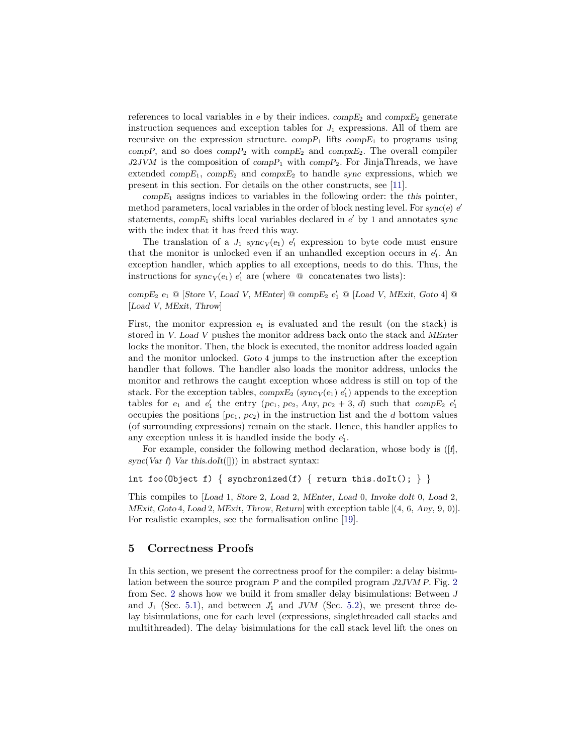references to local variables in $e$ by their indices. *compE*$_2$ and *compxE*$_2$ generate instruction sequences and exception tables for $J_1$ expressions. All of them are recursive on the expression structure. *compP*$_1$ lifts *compE*$_1$ to programs using *compP*, and so does *compP*$_2$ with *compE*$_2$ and *compxE*$_2$. The overall compiler *J2JVM* is the composition of *compP*$_1$ with *compP*$_2$. For JinjaThreads, we have extended *compE*$_1$, *compE*$_2$ and *compxE*$_2$ to handle *sync* expressions, which we present in this section. For details on the other constructs, see [11].

*compE*$_1$ assigns indices to variables in the following order: the *this* pointer, method parameters, local variables in the order of block nesting level. For *sync*$(e)$ $e'$ statements, *compE*$_1$ shifts local variables declared in $e'$ by 1 and annotates *sync* with the index that it has freed this way.

The translation of a $J_1$ *sync*$_V(e_1)$ $e'_1$ expression to byte code must ensure that the monitor is unlocked even if an unhandled exception occurs in $e'_1$. An exception handler, which applies to all exceptions, needs to do this. Thus, the instructions for *sync*$_V(e_1)$ $e'_1$ are (where @ concatenates two lists):

*compE*$_2$ $e_1$ @ [*Store V*, *Load V*, *MEnter*] @ *compE*$_2$ $e'_1$ @ [*Load V*, *MExit*, *Goto* 4] @ [*Load V*, *MExit*, *Throw*]

First, the monitor expression $e_1$ is evaluated and the result (on the stack) is stored in $V$. *Load V* pushes the monitor address back onto the stack and *MEnter* locks the monitor. Then, the block is executed, the monitor address loaded again and the monitor unlocked. *Goto* 4 jumps to the instruction after the exception handler that follows. The handler also loads the monitor address, unlocks the monitor and rethrows the caught exception whose address is still on top of the stack. For the exception tables, *compxE*$_2$ (*sync*$_V(e_1)$ $e'_1$) appends to the exception tables for $e_1$ and $e'_1$ the entry ($pc_1$, $pc_2$, *Any*, $pc_2$ + 3, $d$) such that *compE*$_2$ $e'_1$ occupies the positions $[pc_1, pc_2)$ in the instruction list and the $d$ bottom values (of surrounding expressions) remain on the stack. Hence, this handler applies to any exception unless it is handled inside the body $e'_1$.

For example, consider the following method declaration, whose body is ([*f*], *sync*(*Var f*) *Var this*.*doIt*([])) in abstract syntax:

```
int foo(Object f) { synchronized(f) { return this.doIt(); } }
```

This compiles to [*Load* 1, *Store* 2, *Load* 2, *MEnter*, *Load* 0, *Invoke doIt* 0, *Load* 2, *MExit*, *Goto* 4, *Load* 2, *MExit*, *Throw*, *Return*] with exception table [(4, 6, *Any*, 9, 0)]. For realistic examples, see the formalisation online [19].

## 5 Correctness Proofs

In this section, we present the correctness proof for the compiler: a delay bisimulation between the source program $P$ and the compiled program *J2JVM P*. Fig. 2 from Sec. 2 shows how we build it from smaller delay bisimulations: Between $J$ and $J_1$ (Sec. 5.1), and between $J'_1$ and *JVM* (Sec. 5.2), we present three delay bisimulations, one for each level (expressions, singlethreaded call stacks and multithreaded). The delay bisimulations for the call stack level lift the ones on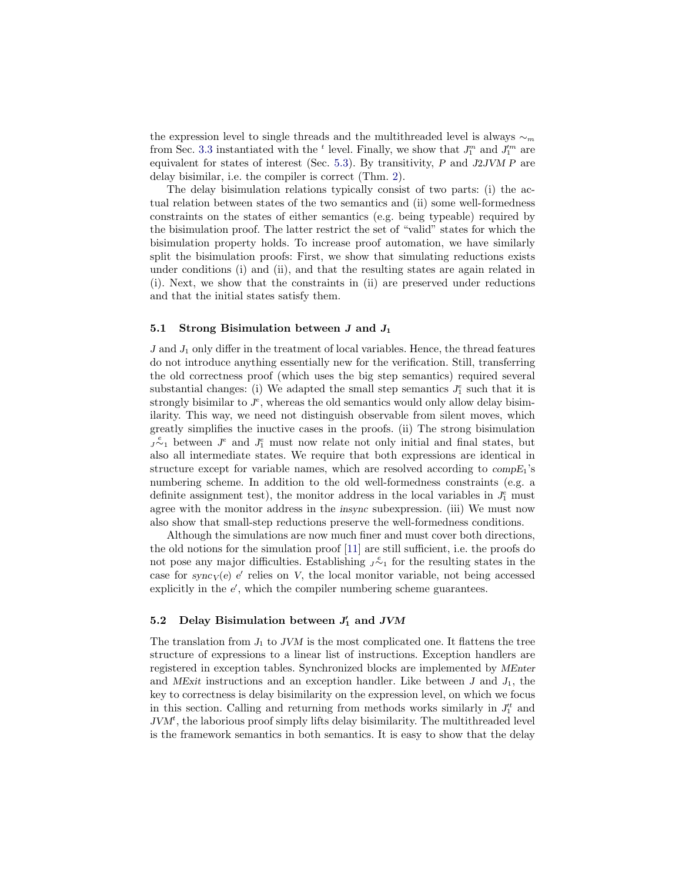the expression level to single threads and the multithreaded level is always $\sim_m$ from Sec. 3.3 instantiated with the $^t$ level. Finally, we show that $J_1^m$ and $J_1'^m$ are equivalent for states of interest (Sec. 5.3). By transitivity, $P$ and $J2JVM\ P$ are delay bisimilar, i.e. the compiler is correct (Thm. 2).

The delay bisimulation relations typically consist of two parts: (i) the actual relation between states of the two semantics and (ii) some well-formedness constraints on the states of either semantics (e.g. being typeable) required by the bisimulation proof. The latter restrict the set of "valid" states for which the bisimulation property holds. To increase proof automation, we have similarly split the bisimulation proofs: First, we show that simulating reductions exists under conditions (i) and (ii), and that the resulting states are again related in (i). Next, we show that the constraints in (ii) are preserved under reductions and that the initial states satisfy them.

### 5.1 Strong Bisimulation between $J$ and $J_1$

$J$ and $J_1$ only differ in the treatment of local variables. Hence, the thread features do not introduce anything essentially new for the verification. Still, transferring the old correctness proof (which uses the big step semantics) required several substantial changes: (i) We adapted the small step semantics $J_1^e$ such that it is strongly bisimilar to $J^e$, whereas the old semantics would only allow delay bisimilarity. This way, we need not distinguish observable from silent moves, which greatly simplifies the inuctive cases in the proofs. (ii) The strong bisimulation ${}_J\overset{e}{\sim}_1$ between $J^e$ and $J_1^e$ must now relate not only initial and final states, but also all intermediate states. We require that both expressions are identical in structure except for variable names, which are resolved according to $compE_1$'s numbering scheme. In addition to the old well-formedness constraints (e.g. a definite assignment test), the monitor address in the local variables in $J_1^e$ must agree with the monitor address in the *insync* subexpression. (iii) We must now also show that small-step reductions preserve the well-formedness conditions.

Although the simulations are now much finer and must cover both directions, the old notions for the simulation proof [11] are still sufficient, i.e. the proofs do not pose any major difficulties. Establishing ${}_J\overset{e}{\sim}_1$ for the resulting states in the case for $sync_V(e)\ e'$ relies on $V$, the local monitor variable, not being accessed explicitly in the $e'$, which the compiler numbering scheme guarantees.

### 5.2 Delay Bisimulation between $J_1'$ and $JVM$

The translation from $J_1$ to $JVM$ is the most complicated one. It flattens the tree structure of expressions to a linear list of instructions. Exception handlers are registered in exception tables. Synchronized blocks are implemented by *MEnter* and *MExit* instructions and an exception handler. Like between $J$ and $J_1$, the key to correctness is delay bisimilarity on the expression level, on which we focus in this section. Calling and returning from methods works similarly in $J_1'^t$ and $JVM^t$, the laborious proof simply lifts delay bisimilarity. The multithreaded level is the framework semantics in both semantics. It is easy to show that the delay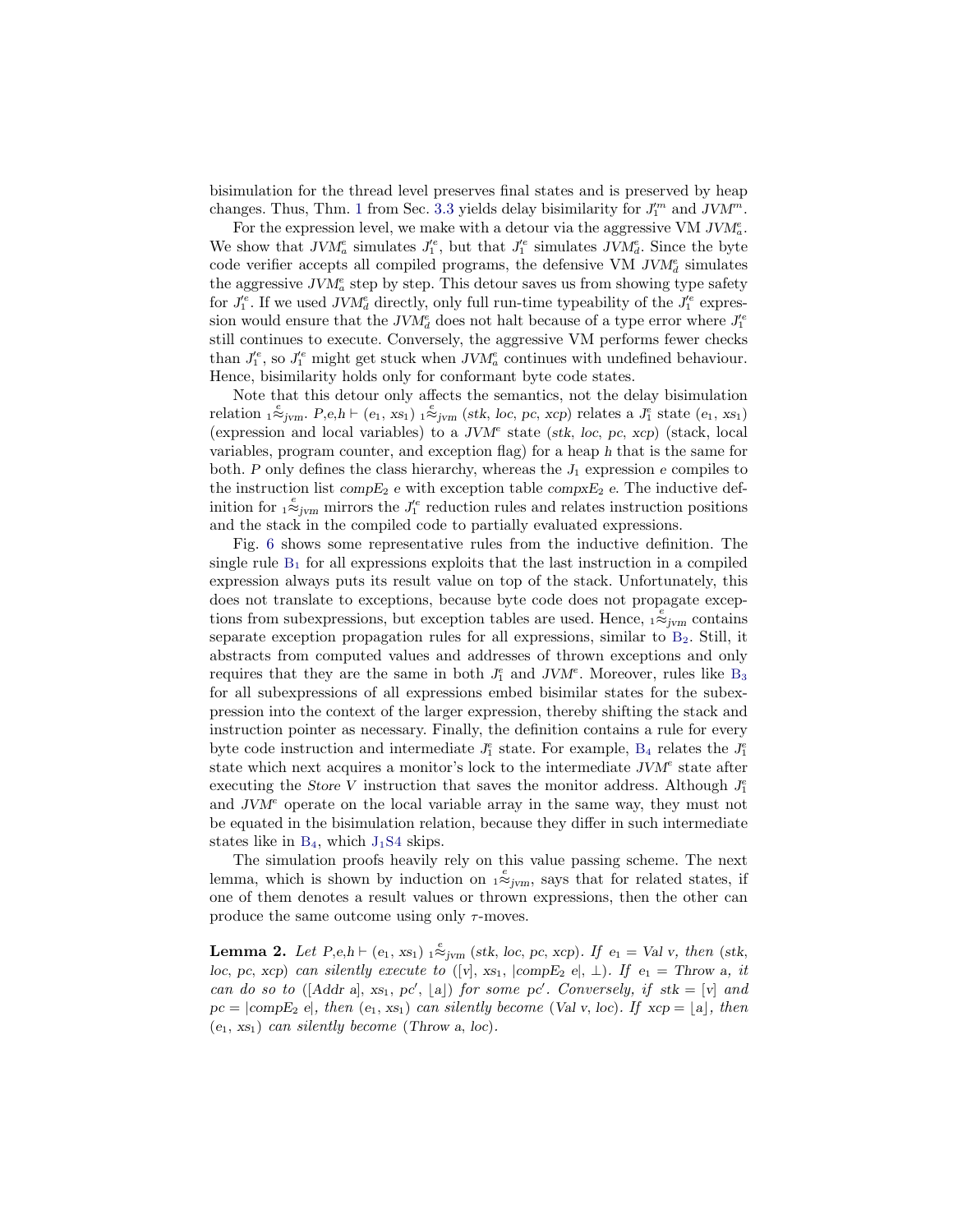bisimulation for the thread level preserves final states and is preserved by heap changes. Thus, Thm. 1 from Sec. 3.3 yields delay bisimilarity for $J_1'^m$ and $JVM^m$.

For the expression level, we make with a detour via the aggressive VM $JVM_a^e$. We show that $JVM_a^e$ simulates $J_1'^e$, but that $J_1'^e$ simulates $JVM_d^e$. Since the byte code verifier accepts all compiled programs, the defensive VM $JVM_d^e$ simulates the aggressive $JVM_a^e$ step by step. This detour saves us from showing type safety for $J_1'^e$. If we used $JVM_d^e$ directly, only full run-time typeability of the $J_1'^e$ expression would ensure that the $JVM_d^e$ does not halt because of a type error where $J_1'^e$ still continues to execute. Conversely, the aggressive VM performs fewer checks than $J_1'^e$, so $J_1'^e$ might get stuck when $JVM_a^e$ continues with undefined behaviour. Hence, bisimilarity holds only for conformant byte code states.

Note that this detour only affects the semantics, not the delay bisimulation relation ${}_1\overset{e}{\approx}_{jvm}$. $P,e,h \vdash (e_1, xs_1)\ {}_1\overset{e}{\approx}_{jvm}\ (stk, loc, pc, xcp)$ relates a $J_1^e$ state $(e_1, xs_1)$ (expression and local variables) to a $JVM^e$ state $(stk, loc, pc, xcp)$ (stack, local variables, program counter, and exception flag) for a heap $h$ that is the same for both. $P$ only defines the class hierarchy, whereas the $J_1$ expression $e$ compiles to the instruction list *compE*$_2$ $e$ with exception table *compxE*$_2$ $e$. The inductive definition for ${}_1\overset{e}{\approx}_{jvm}$ mirrors the $J_1'^e$ reduction rules and relates instruction positions and the stack in the compiled code to partially evaluated expressions.

Fig. 6 shows some representative rules from the inductive definition. The single rule $B_1$ for all expressions exploits that the last instruction in a compiled expression always puts its result value on top of the stack. Unfortunately, this does not translate to exceptions, because byte code does not propagate exceptions from subexpressions, but exception tables are used. Hence, ${}_1\overset{e}{\approx}_{jvm}$ contains separate exception propagation rules for all expressions, similar to $B_2$. Still, it abstracts from computed values and addresses of thrown exceptions and only requires that they are the same in both $J_1^e$ and $JVM^e$. Moreover, rules like $B_3$ for all subexpressions of all expressions embed bisimilar states for the subexpression into the context of the larger expression, thereby shifting the stack and instruction pointer as necessary. Finally, the definition contains a rule for every byte code instruction and intermediate $J_1^e$ state. For example, $B_4$ relates the $J_1^e$ state which next acquires a monitor's lock to the intermediate $JVM^e$ state after executing the *Store V* instruction that saves the monitor address. Although $J_1^e$ and $JVM^e$ operate on the local variable array in the same way, they must not be equated in the bisimulation relation, because they differ in such intermediate states like in $B_4$, which $J_1S4$ skips.

The simulation proofs heavily rely on this value passing scheme. The next lemma, which is shown by induction on ${}_1\overset{e}{\approx}_{jvm}$, says that for related states, if one of them denotes a result values or thrown expressions, then the other can produce the same outcome using only $\tau$-moves.

**Lemma 2.** *Let* $P,e,h \vdash (e_1, xs_1)\ {}_1\overset{e}{\approx}_{jvm}\ (stk, loc, pc, xcp)$. *If* $e_1 = Val\ v$, *then* $(stk, loc, pc, xcp)$ *can silently execute to* $([v], xs_1, |compE_2\ e|, \bot)$. *If* $e_1 = Throw\ a$, *it can do so to* $([Addr\ a], xs_1, pc', \lfloor a \rfloor)$ *for some* $pc'$. *Conversely, if* $stk = [v]$ *and* $pc = |compE_2\ e|$, *then* $(e_1, xs_1)$ *can silently become* $(Val\ v, loc)$. *If* $xcp = \lfloor a \rfloor$, *then* $(e_1, xs_1)$ *can silently become* $(Throw\ a, loc)$.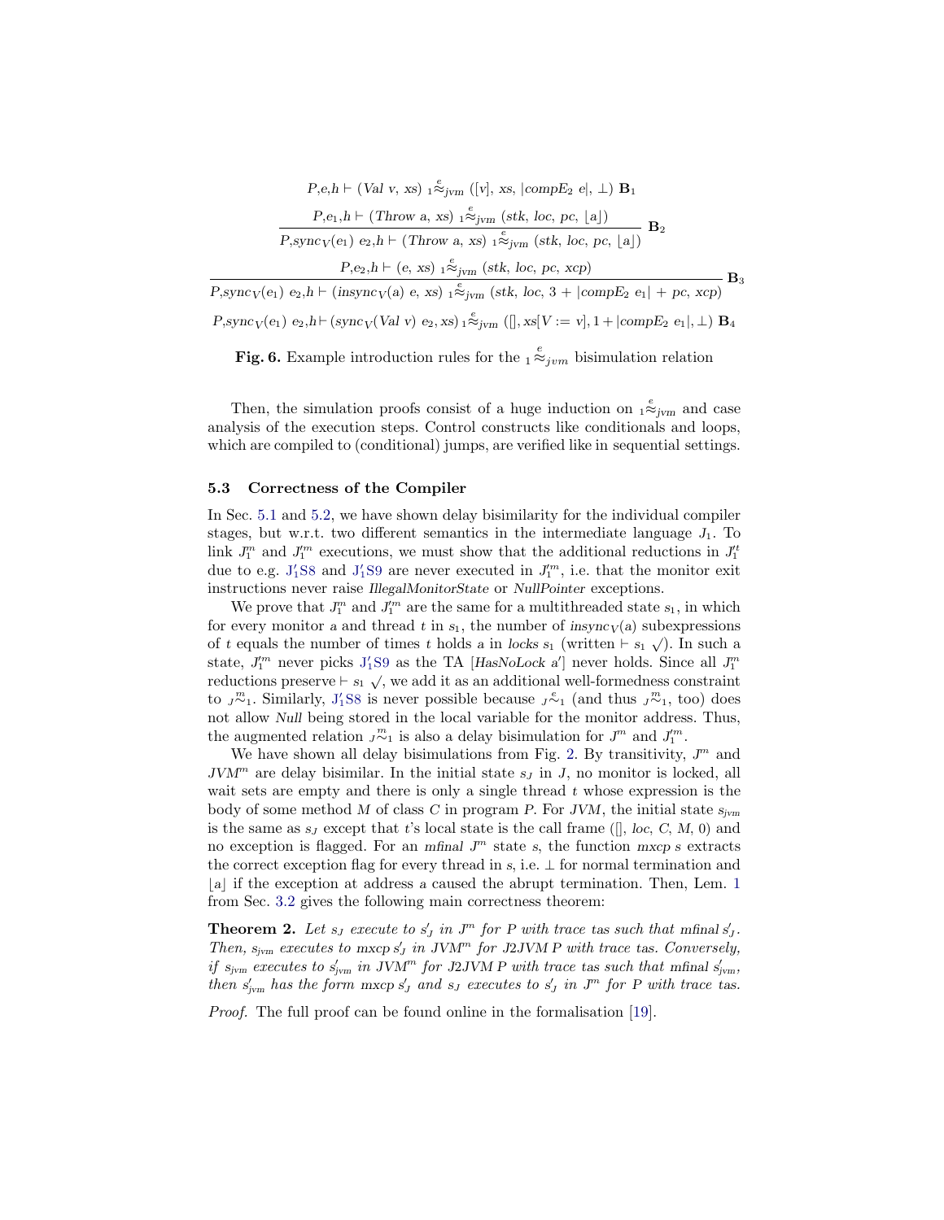$$P,e,h \vdash (\mathit{Val}\ v,\ xs)\ {}_1\overset{e}{\approx}_{jvm}\ ([v],\ xs,\ |\mathit{compE}_2\ e|,\ \bot)\ \mathbf{B}_1$$

$$\frac{P,e_1,h \vdash (\mathit{Throw}\ a,\ xs)\ {}_1\overset{e}{\approx}_{jvm}\ (stk,\ loc,\ pc,\ \lfloor a \rfloor)}{P,\mathit{sync}_V(e_1)\ e_2,h \vdash (\mathit{Throw}\ a,\ xs)\ {}_1\overset{e}{\approx}_{jvm}\ (stk,\ loc,\ pc,\ \lfloor a \rfloor)}\ \mathbf{B}_2$$

$$\frac{P,e_2,h \vdash (e,\ xs)\ {}_1\overset{e}{\approx}_{jvm}\ (stk,\ loc,\ pc,\ xcp)}{P,\mathit{sync}_V(e_1)\ e_2,h \vdash (\mathit{insync}_V(a)\ e,\ xs)\ {}_1\overset{e}{\approx}_{jvm}\ (stk,\ loc,\ 3 + |\mathit{compE}_2\ e_1| + pc,\ xcp)}\ \mathbf{B}_3$$

$$P,\mathit{sync}_V(e_1)\ e_2,h \vdash (\mathit{sync}_V(\mathit{Val}\ v)\ e_2, xs)\ {}_1\overset{e}{\approx}_{jvm}\ ([], xs[V := v], 1 + |\mathit{compE}_2\ e_1|, \bot)\ \mathbf{B}_4$$

**Fig. 6.** Example introduction rules for the ${}_1\overset{e}{\approx}_{jvm}$ bisimulation relation

Then, the simulation proofs consist of a huge induction on ${}_1\overset{e}{\approx}_{jvm}$ and case analysis of the execution steps. Control constructs like conditionals and loops, which are compiled to (conditional) jumps, are verified like in sequential settings.

### 5.3 Correctness of the Compiler

In Sec. 5.1 and 5.2, we have shown delay bisimilarity for the individual compiler stages, but w.r.t. two different semantics in the intermediate language $J_1$. To link $J_1^m$ and $J_1'^m$ executions, we must show that the additional reductions in $J_1'^t$ due to e.g. $J_1'$S8 and $J_1'$S9 are never executed in $J_1'^m$, i.e. that the monitor exit instructions never raise *IllegalMonitorState* or *NullPointer* exceptions.

We prove that $J_1^m$ and $J_1'^m$ are the same for a multithreaded state $s_1$, in which for every monitor $a$ and thread $t$ in $s_1$, the number of $\mathit{insync}_V(a)$ subexpressions of $t$ equals the number of times $t$ holds $a$ in *locks* $s_1$ (written $\vdash s_1 \surd$). In such a state, $J_1'^m$ never picks $J_1'$S9 as the TA [*HasNoLock* $a'$] never holds. Since all $J_1^m$ reductions preserve $\vdash s_1 \surd$, we add it as an additional well-formedness constraint to ${}_J\overset{m}{\approx}_1$. Similarly, $J_1'$S8 is never possible because ${}_J\overset{e}{\sim}_1$ (and thus ${}_J\overset{m}{\approx}_1$, too) does not allow *Null* being stored in the local variable for the monitor address. Thus, the augmented relation ${}_J\overset{m}{\approx}_1$ is also a delay bisimulation for $J^m$ and $J_1'^m$.

We have shown all delay bisimulations from Fig. 2. By transitivity, $J^m$ and $JVM^m$ are delay bisimilar. In the initial state $s_J$ in $J$, no monitor is locked, all wait sets are empty and there is only a single thread $t$ whose expression is the body of some method $M$ of class $C$ in program $P$. For $JVM$, the initial state $s_{jvm}$ is the same as $s_J$ except that $t$'s local state is the call frame ($[]$, *loc*, $C$, $M$, 0) and no exception is flagged. For an *mfinal* $J^m$ state $s$, the function *mxcp* $s$ extracts the correct exception flag for every thread in $s$, i.e. $\bot$ for normal termination and $\lfloor a \rfloor$ if the exception at address $a$ caused the abrupt termination. Then, Lem. 1 from Sec. 3.2 gives the following main correctness theorem:

**Theorem 2.** *Let $s_J$ execute to $s_J'$ in $J^m$ for $P$ with trace tas such that mfinal $s_J'$. Then, $s_{jvm}$ executes to mxcp $s_J'$ in $JVM^m$ for J2JVM $P$ with trace tas. Conversely, if $s_{jvm}$ executes to $s_{jvm}'$ in $JVM^m$ for J2JVM $P$ with trace tas such that mfinal $s_{jvm}'$, then $s_{jvm}'$ has the form mxcp $s_J'$ and $s_J$ executes to $s_J'$ in $J^m$ for $P$ with trace tas.*

*Proof.* The full proof can be found online in the formalisation [19].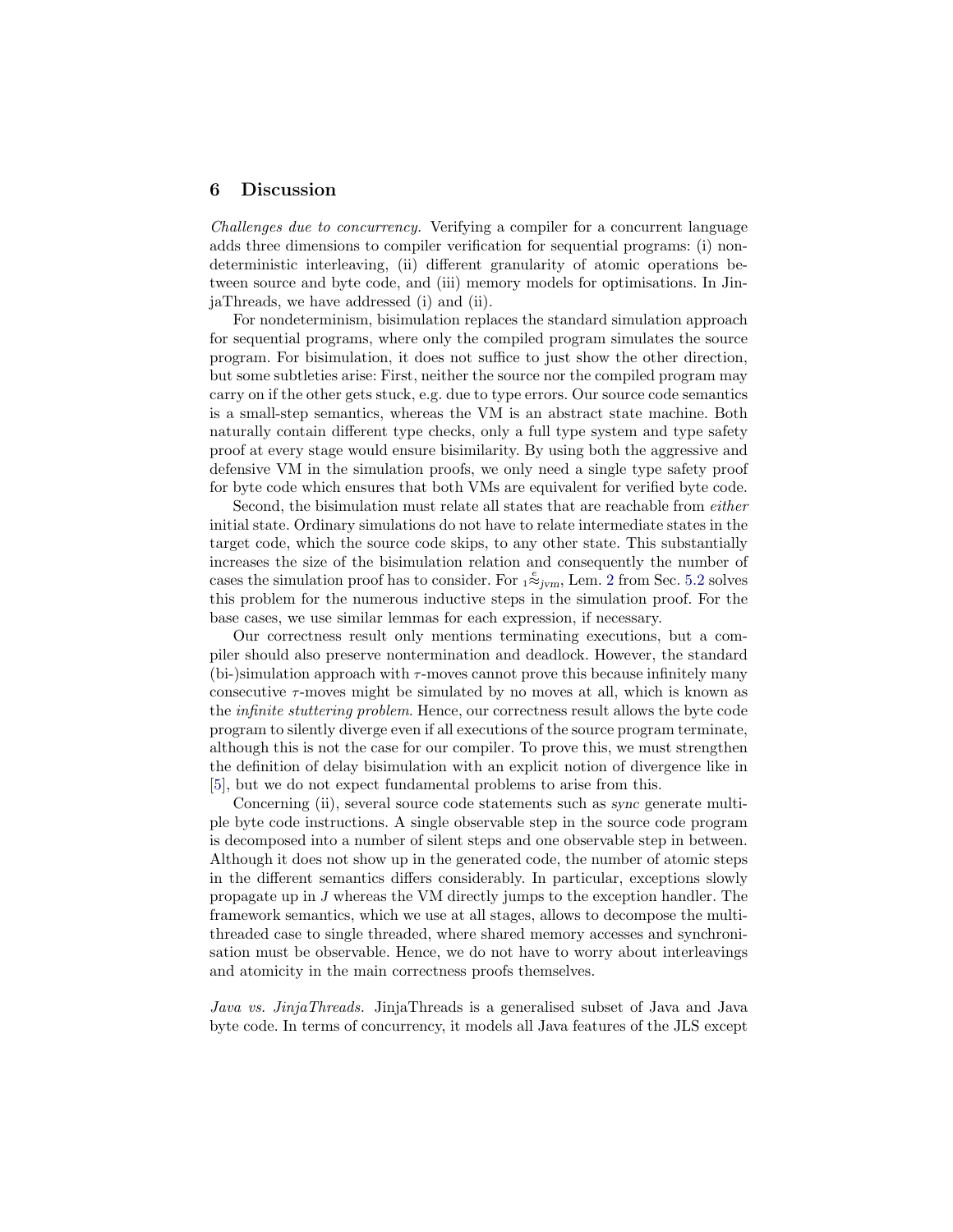## 6 Discussion

*Challenges due to concurrency.* Verifying a compiler for a concurrent language adds three dimensions to compiler verification for sequential programs: (i) nondeterministic interleaving, (ii) different granularity of atomic operations between source and byte code, and (iii) memory models for optimisations. In JinjaThreads, we have addressed (i) and (ii).

For nondeterminism, bisimulation replaces the standard simulation approach for sequential programs, where only the compiled program simulates the source program. For bisimulation, it does not suffice to just show the other direction, but some subtleties arise: First, neither the source nor the compiled program may carry on if the other gets stuck, e.g. due to type errors. Our source code semantics is a small-step semantics, whereas the VM is an abstract state machine. Both naturally contain different type checks, only a full type system and type safety proof at every stage would ensure bisimilarity. By using both the aggressive and defensive VM in the simulation proofs, we only need a single type safety proof for byte code which ensures that both VMs are equivalent for verified byte code.

Second, the bisimulation must relate all states that are reachable from *either* initial state. Ordinary simulations do not have to relate intermediate states in the target code, which the source code skips, to any other state. This substantially increases the size of the bisimulation relation and consequently the number of cases the simulation proof has to consider. For ${}_1\overset{e}{\approx}_{jvm}$, Lem. 2 from Sec. 5.2 solves this problem for the numerous inductive steps in the simulation proof. For the base cases, we use similar lemmas for each expression, if necessary.

Our correctness result only mentions terminating executions, but a compiler should also preserve nontermination and deadlock. However, the standard (bi-)simulation approach with $\tau$-moves cannot prove this because infinitely many consecutive $\tau$-moves might be simulated by no moves at all, which is known as the *infinite stuttering problem*. Hence, our correctness result allows the byte code program to silently diverge even if all executions of the source program terminate, although this is not the case for our compiler. To prove this, we must strengthen the definition of delay bisimulation with an explicit notion of divergence like in [5], but we do not expect fundamental problems to arise from this.

Concerning (ii), several source code statements such as *sync* generate multiple byte code instructions. A single observable step in the source code program is decomposed into a number of silent steps and one observable step in between. Although it does not show up in the generated code, the number of atomic steps in the different semantics differs considerably. In particular, exceptions slowly propagate up in *J* whereas the VM directly jumps to the exception handler. The framework semantics, which we use at all stages, allows to decompose the multi-threaded case to single threaded, where shared memory accesses and synchronisation must be observable. Hence, we do not have to worry about interleavings and atomicity in the main correctness proofs themselves.

*Java vs. JinjaThreads.* JinjaThreads is a generalised subset of Java and Java byte code. In terms of concurrency, it models all Java features of the JLS except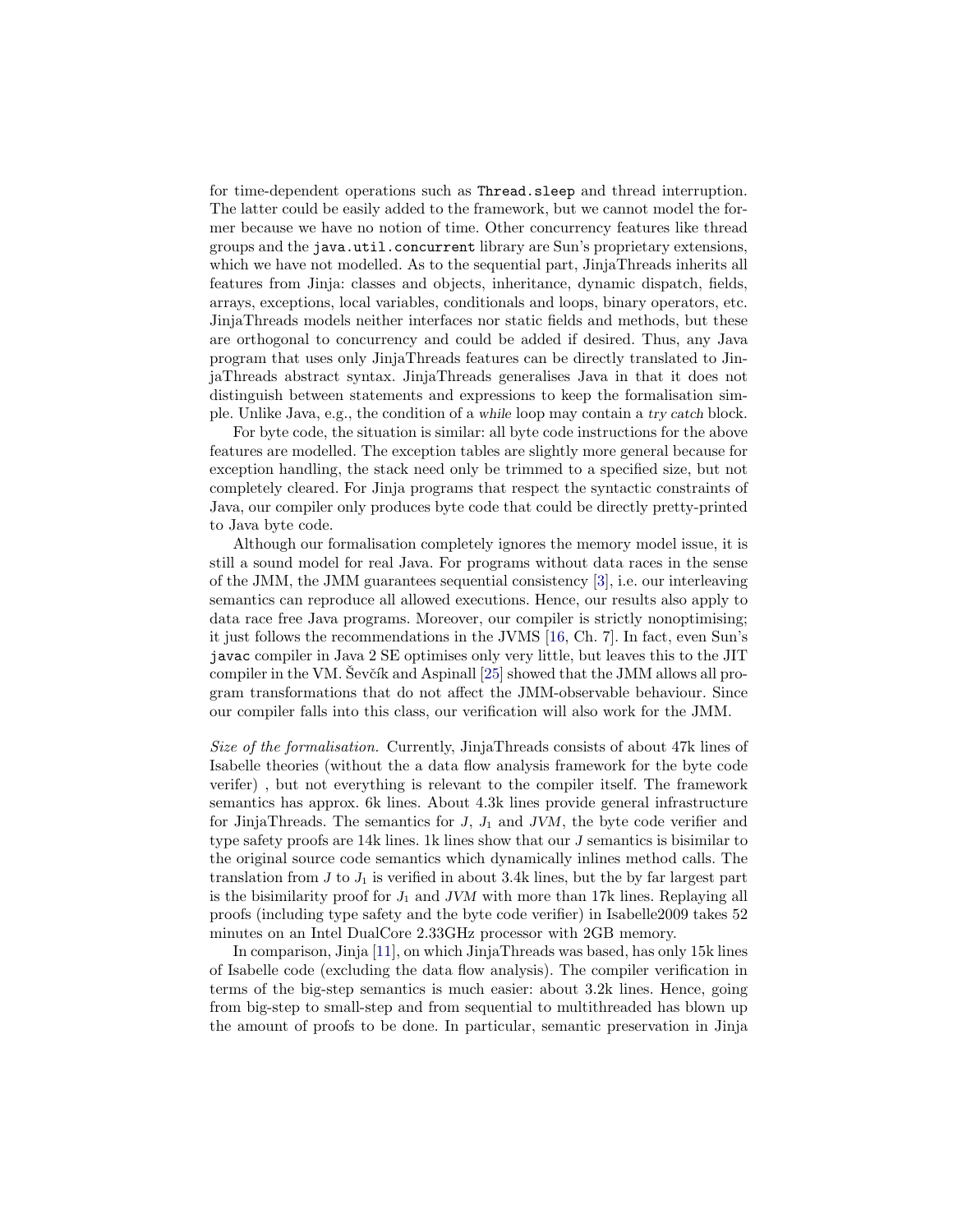for time-dependent operations such as `Thread.sleep` and thread interruption. The latter could be easily added to the framework, but we cannot model the former because we have no notion of time. Other concurrency features like thread groups and the `java.util.concurrent` library are Sun's proprietary extensions, which we have not modelled. As to the sequential part, JinjaThreads inherits all features from Jinja: classes and objects, inheritance, dynamic dispatch, fields, arrays, exceptions, local variables, conditionals and loops, binary operators, etc. JinjaThreads models neither interfaces nor static fields and methods, but these are orthogonal to concurrency and could be added if desired. Thus, any Java program that uses only JinjaThreads features can be directly translated to JinjaThreads abstract syntax. JinjaThreads generalises Java in that it does not distinguish between statements and expressions to keep the formalisation simple. Unlike Java, e.g., the condition of a *while* loop may contain a *try catch* block.

For byte code, the situation is similar: all byte code instructions for the above features are modelled. The exception tables are slightly more general because for exception handling, the stack need only be trimmed to a specified size, but not completely cleared. For Jinja programs that respect the syntactic constraints of Java, our compiler only produces byte code that could be directly pretty-printed to Java byte code.

Although our formalisation completely ignores the memory model issue, it is still a sound model for real Java. For programs without data races in the sense of the JMM, the JMM guarantees sequential consistency [3], i.e. our interleaving semantics can reproduce all allowed executions. Hence, our results also apply to data race free Java programs. Moreover, our compiler is strictly nonoptimising; it just follows the recommendations in the JVMS [16, Ch. 7]. In fact, even Sun's `javac` compiler in Java 2 SE optimises only very little, but leaves this to the JIT compiler in the VM. Ševčík and Aspinall [25] showed that the JMM allows all program transformations that do not affect the JMM-observable behaviour. Since our compiler falls into this class, our verification will also work for the JMM.

*Size of the formalisation.* Currently, JinjaThreads consists of about 47k lines of Isabelle theories (without the a data flow analysis framework for the byte code verifer) , but not everything is relevant to the compiler itself. The framework semantics has approx. 6k lines. About 4.3k lines provide general infrastructure for JinjaThreads. The semantics for $J$, $J_1$ and $JVM$, the byte code verifier and type safety proofs are 14k lines. 1k lines show that our $J$ semantics is bisimilar to the original source code semantics which dynamically inlines method calls. The translation from $J$ to $J_1$ is verified in about 3.4k lines, but the by far largest part is the bisimilarity proof for $J_1$ and $JVM$ with more than 17k lines. Replaying all proofs (including type safety and the byte code verifier) in Isabelle2009 takes 52 minutes on an Intel DualCore 2.33GHz processor with 2GB memory.

In comparison, Jinja [11], on which JinjaThreads was based, has only 15k lines of Isabelle code (excluding the data flow analysis). The compiler verification in terms of the big-step semantics is much easier: about 3.2k lines. Hence, going from big-step to small-step and from sequential to multithreaded has blown up the amount of proofs to be done. In particular, semantic preservation in Jinja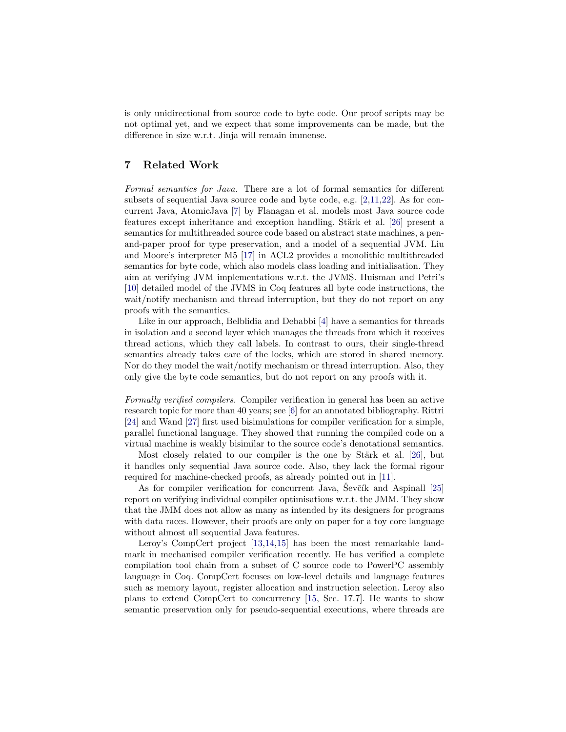is only unidirectional from source code to byte code. Our proof scripts may be not optimal yet, and we expect that some improvements can be made, but the difference in size w.r.t. Jinja will remain immense.

## 7 Related Work

*Formal semantics for Java.* There are a lot of formal semantics for different subsets of sequential Java source code and byte code, e.g. [2,11,22]. As for concurrent Java, AtomicJava [7] by Flanagan et al. models most Java source code features except inheritance and exception handling. Stärk et al. [26] present a semantics for multithreaded source code based on abstract state machines, a pen-and-paper proof for type preservation, and a model of a sequential JVM. Liu and Moore's interpreter M5 [17] in ACL2 provides a monolithic multithreaded semantics for byte code, which also models class loading and initialisation. They aim at verifying JVM implementations w.r.t. the JVMS. Huisman and Petri's [10] detailed model of the JVMS in Coq features all byte code instructions, the wait/notify mechanism and thread interruption, but they do not report on any proofs with the semantics.

Like in our approach, Belblidia and Debabbi [4] have a semantics for threads in isolation and a second layer which manages the threads from which it receives thread actions, which they call labels. In contrast to ours, their single-thread semantics already takes care of the locks, which are stored in shared memory. Nor do they model the wait/notify mechanism or thread interruption. Also, they only give the byte code semantics, but do not report on any proofs with it.

*Formally verified compilers.* Compiler verification in general has been an active research topic for more than 40 years; see [6] for an annotated bibliography. Rittri [24] and Wand [27] first used bisimulations for compiler verification for a simple, parallel functional language. They showed that running the compiled code on a virtual machine is weakly bisimilar to the source code's denotational semantics.

Most closely related to our compiler is the one by Stärk et al. [26], but it handles only sequential Java source code. Also, they lack the formal rigour required for machine-checked proofs, as already pointed out in [11].

As for compiler verification for concurrent Java, Ševčík and Aspinall [25] report on verifying individual compiler optimisations w.r.t. the JMM. They show that the JMM does not allow as many as intended by its designers for programs with data races. However, their proofs are only on paper for a toy core language without almost all sequential Java features.

Leroy's CompCert project [13,14,15] has been the most remarkable landmark in mechanised compiler verification recently. He has verified a complete compilation tool chain from a subset of C source code to PowerPC assembly language in Coq. CompCert focuses on low-level details and language features such as memory layout, register allocation and instruction selection. Leroy also plans to extend CompCert to concurrency [15, Sec. 17.7]. He wants to show semantic preservation only for pseudo-sequential executions, where threads are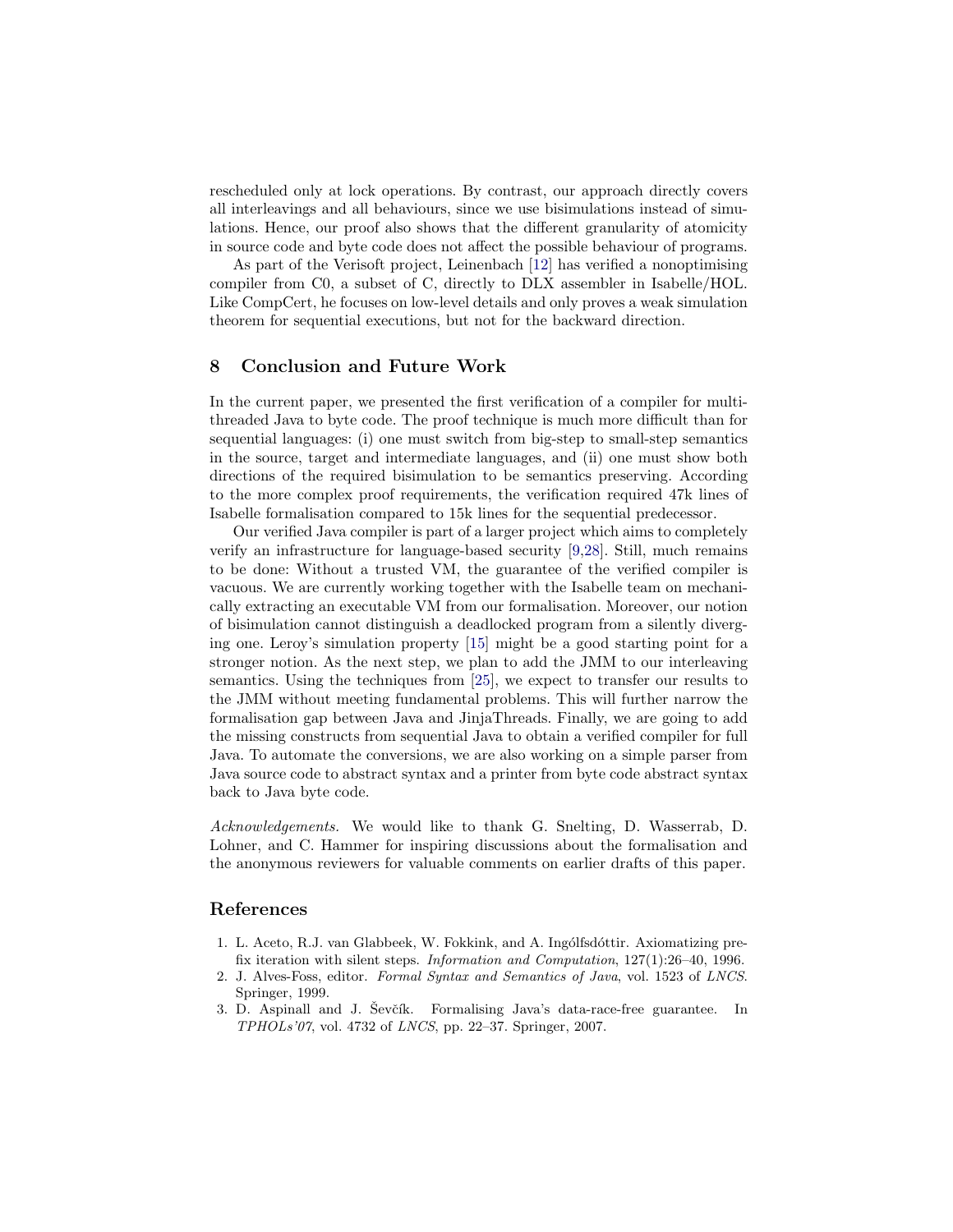rescheduled only at lock operations. By contrast, our approach directly covers all interleavings and all behaviours, since we use bisimulations instead of simulations. Hence, our proof also shows that the different granularity of atomicity in source code and byte code does not affect the possible behaviour of programs.

As part of the Verisoft project, Leinenbach [12] has verified a nonoptimising compiler from C0, a subset of C, directly to DLX assembler in Isabelle/HOL. Like CompCert, he focuses on low-level details and only proves a weak simulation theorem for sequential executions, but not for the backward direction.

## 8 Conclusion and Future Work

In the current paper, we presented the first verification of a compiler for multithreaded Java to byte code. The proof technique is much more difficult than for sequential languages: (i) one must switch from big-step to small-step semantics in the source, target and intermediate languages, and (ii) one must show both directions of the required bisimulation to be semantics preserving. According to the more complex proof requirements, the verification required 47k lines of Isabelle formalisation compared to 15k lines for the sequential predecessor.

Our verified Java compiler is part of a larger project which aims to completely verify an infrastructure for language-based security [9,28]. Still, much remains to be done: Without a trusted VM, the guarantee of the verified compiler is vacuous. We are currently working together with the Isabelle team on mechanically extracting an executable VM from our formalisation. Moreover, our notion of bisimulation cannot distinguish a deadlocked program from a silently diverging one. Leroy's simulation property [15] might be a good starting point for a stronger notion. As the next step, we plan to add the JMM to our interleaving semantics. Using the techniques from [25], we expect to transfer our results to the JMM without meeting fundamental problems. This will further narrow the formalisation gap between Java and JinjaThreads. Finally, we are going to add the missing constructs from sequential Java to obtain a verified compiler for full Java. To automate the conversions, we are also working on a simple parser from Java source code to abstract syntax and a printer from byte code abstract syntax back to Java byte code.

*Acknowledgements.* We would like to thank G. Snelting, D. Wasserrab, D. Lohner, and C. Hammer for inspiring discussions about the formalisation and the anonymous reviewers for valuable comments on earlier drafts of this paper.

## References

1. L. Aceto, R.J. van Glabbeek, W. Fokkink, and A. Ingólfsdóttir. Axiomatizing prefix iteration with silent steps. *Information and Computation*, 127(1):26–40, 1996.
2. J. Alves-Foss, editor. *Formal Syntax and Semantics of Java*, vol. 1523 of *LNCS*. Springer, 1999.
3. D. Aspinall and J. Ševčík. Formalising Java's data-race-free guarantee. In *TPHOLs'07*, vol. 4732 of *LNCS*, pp. 22–37. Springer, 2007.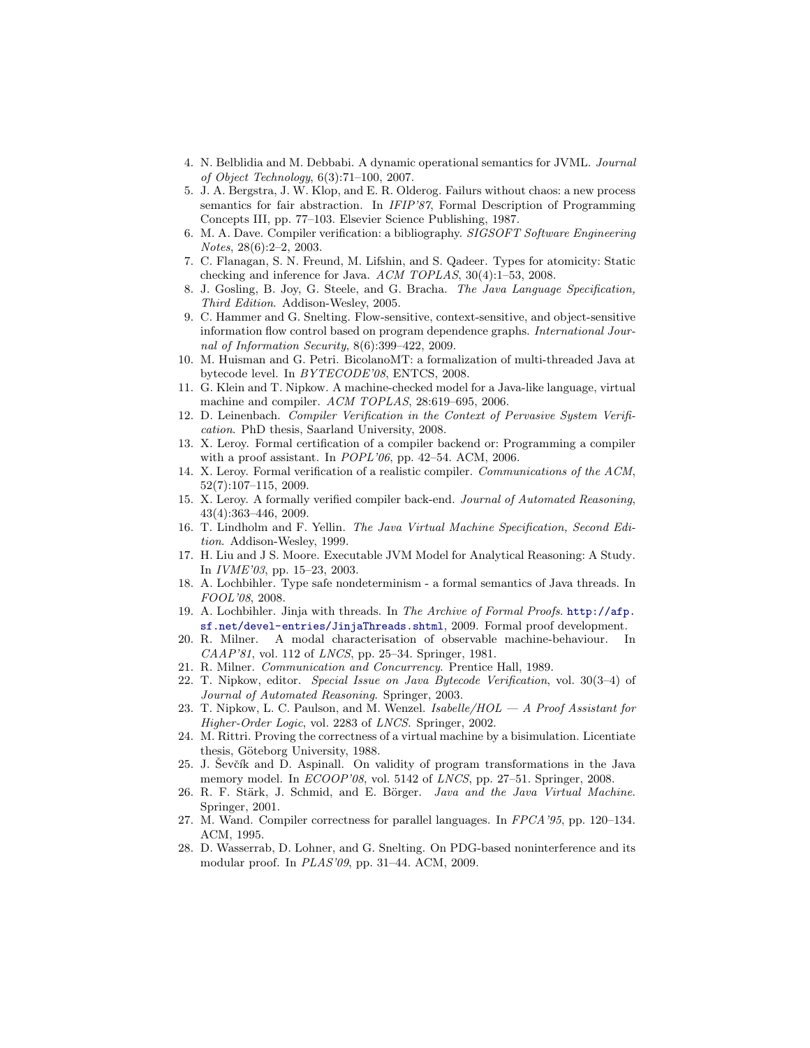4. N. Belblidia and M. Debbabi. A dynamic operational semantics for JVML. *Journal of Object Technology*, 6(3):71–100, 2007.
5. J. A. Bergstra, J. W. Klop, and E. R. Olderog. Failurs without chaos: a new process semantics for fair abstraction. In *IFIP'87*, Formal Description of Programming Concepts III, pp. 77–103. Elsevier Science Publishing, 1987.
6. M. A. Dave. Compiler verification: a bibliography. *SIGSOFT Software Engineering Notes*, 28(6):2–2, 2003.
7. C. Flanagan, S. N. Freund, M. Lifshin, and S. Qadeer. Types for atomicity: Static checking and inference for Java. *ACM TOPLAS*, 30(4):1–53, 2008.
8. J. Gosling, B. Joy, G. Steele, and G. Bracha. *The Java Language Specification, Third Edition*. Addison-Wesley, 2005.
9. C. Hammer and G. Snelting. Flow-sensitive, context-sensitive, and object-sensitive information flow control based on program dependence graphs. *International Journal of Information Security*, 8(6):399–422, 2009.
10. M. Huisman and G. Petri. BicolanoMT: a formalization of multi-threaded Java at bytecode level. In *BYTECODE'08*, ENTCS, 2008.
11. G. Klein and T. Nipkow. A machine-checked model for a Java-like language, virtual machine and compiler. *ACM TOPLAS*, 28:619–695, 2006.
12. D. Leinenbach. *Compiler Verification in the Context of Pervasive System Verification*. PhD thesis, Saarland University, 2008.
13. X. Leroy. Formal certification of a compiler backend or: Programming a compiler with a proof assistant. In *POPL'06*, pp. 42–54. ACM, 2006.
14. X. Leroy. Formal verification of a realistic compiler. *Communications of the ACM*, 52(7):107–115, 2009.
15. X. Leroy. A formally verified compiler back-end. *Journal of Automated Reasoning*, 43(4):363–446, 2009.
16. T. Lindholm and F. Yellin. *The Java Virtual Machine Specification, Second Edition*. Addison-Wesley, 1999.
17. H. Liu and J S. Moore. Executable JVM Model for Analytical Reasoning: A Study. In *IVME'03*, pp. 15–23, 2003.
18. A. Lochbihler. Type safe nondeterminism - a formal semantics of Java threads. In *FOOL'08*, 2008.
19. A. Lochbihler. Jinja with threads. In *The Archive of Formal Proofs*. http://afp.sf.net/devel-entries/JinjaThreads.shtml, 2009. Formal proof development.
20. R. Milner. A modal characterisation of observable machine-behaviour. In *CAAP'81*, vol. 112 of *LNCS*, pp. 25–34. Springer, 1981.
21. R. Milner. *Communication and Concurrency*. Prentice Hall, 1989.
22. T. Nipkow, editor. *Special Issue on Java Bytecode Verification*, vol. 30(3–4) of *Journal of Automated Reasoning*. Springer, 2003.
23. T. Nipkow, L. C. Paulson, and M. Wenzel. *Isabelle/HOL — A Proof Assistant for Higher-Order Logic*, vol. 2283 of *LNCS*. Springer, 2002.
24. M. Rittri. Proving the correctness of a virtual machine by a bisimulation. Licentiate thesis, Göteborg University, 1988.
25. J. Ševčík and D. Aspinall. On validity of program transformations in the Java memory model. In *ECOOP'08*, vol. 5142 of *LNCS*, pp. 27–51. Springer, 2008.
26. R. F. Stärk, J. Schmid, and E. Börger. *Java and the Java Virtual Machine*. Springer, 2001.
27. M. Wand. Compiler correctness for parallel languages. In *FPCA'95*, pp. 120–134. ACM, 1995.
28. D. Wasserrab, D. Lohner, and G. Snelting. On PDG-based noninterference and its modular proof. In *PLAS'09*, pp. 31–44. ACM, 2009.